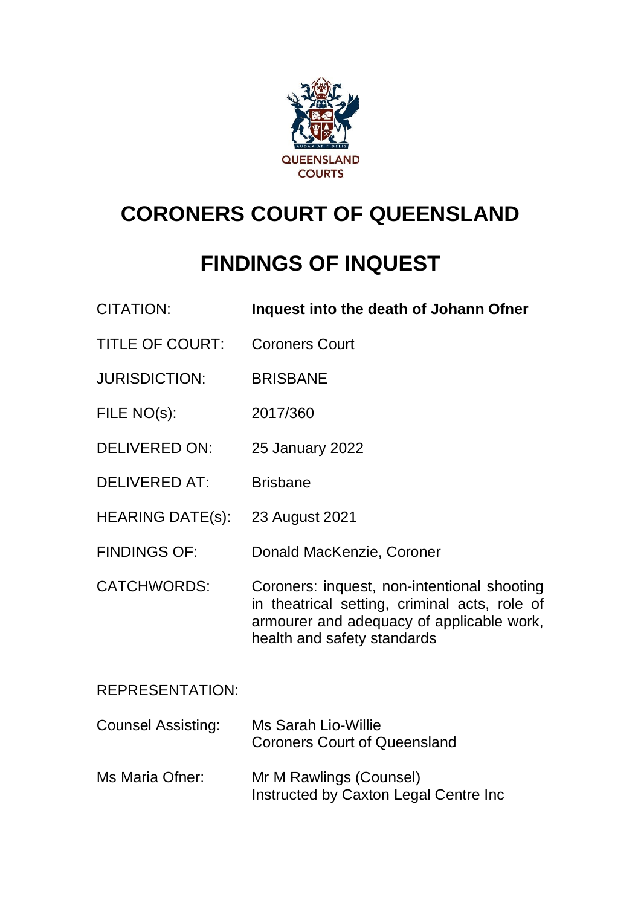QUEENSLAND COURTS

# CORONERS COURT OF QUEENSLAND

# FINDINGS OF INQUEST

| | |
|---|---|
| CITATION: | **Inquest into the death of Johann Ofner** |
| TITLE OF COURT: | Coroners Court |
| JURISDICTION: | BRISBANE |
| FILE NO(s): | 2017/360 |
| DELIVERED ON: | 25 January 2022 |
| DELIVERED AT: | Brisbane |
| HEARING DATE(s): | 23 August 2021 |
| FINDINGS OF: | Donald MacKenzie, Coroner |
| CATCHWORDS: | Coroners: inquest, non-intentional shooting in theatrical setting, criminal acts, role of armourer and adequacy of applicable work, health and safety standards |

REPRESENTATION:

| | |
|---|---|
| Counsel Assisting: | Ms Sarah Lio-Willie<br>Coroners Court of Queensland |
| Ms Maria Ofner: | Mr M Rawlings (Counsel)<br>Instructed by Caxton Legal Centre Inc |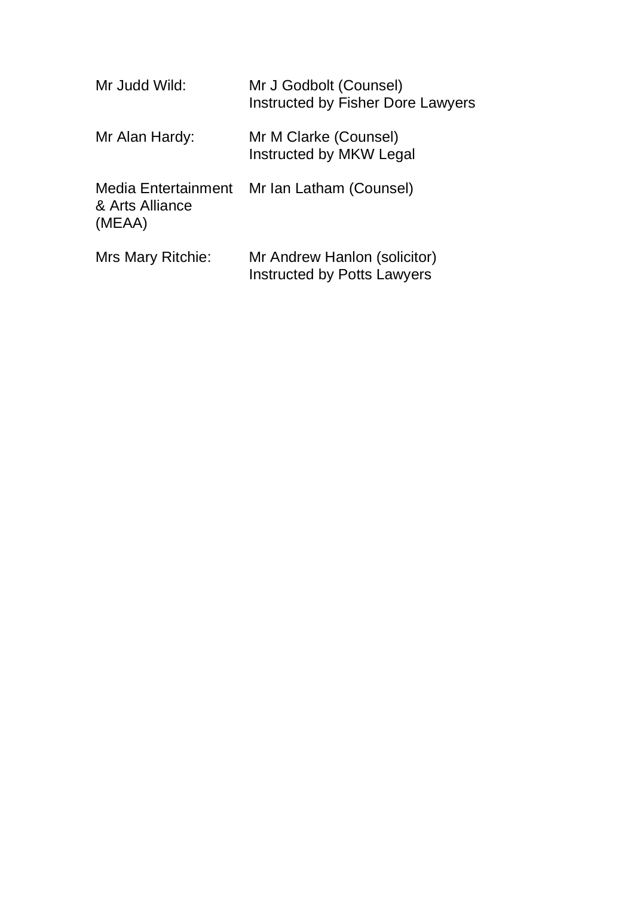| | |
|---|---|
| Mr Judd Wild: | Mr J Godbolt (Counsel)<br>Instructed by Fisher Dore Lawyers |
| Mr Alan Hardy: | Mr M Clarke (Counsel)<br>Instructed by MKW Legal |
| Media Entertainment & Arts Alliance (MEAA) | Mr Ian Latham (Counsel) |
| Mrs Mary Ritchie: | Mr Andrew Hanlon (solicitor)<br>Instructed by Potts Lawyers |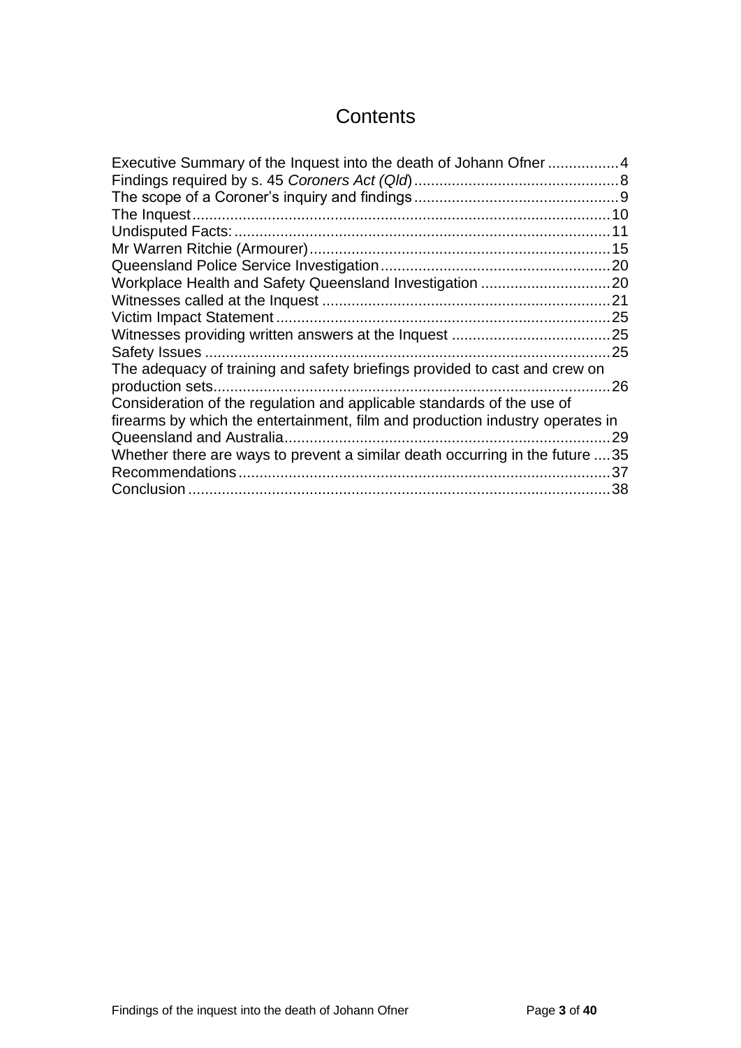# Contents

Executive Summary of the Inquest into the death of Johann Ofner ................ 4
Findings required by s. 45 *Coroners Act (Qld)* ................................................ 8
The scope of a Coroner's inquiry and findings ................................................ 9
The Inquest .................................................................................................. 10
Undisputed Facts: ........................................................................................ 11
Mr Warren Ritchie (Armourer) ....................................................................... 15
Queensland Police Service Investigation ...................................................... 20
Workplace Health and Safety Queensland Investigation .............................. 20
Witnesses called at the Inquest .................................................................... 21
Victim Impact Statement ............................................................................... 25
Witnesses providing written answers at the Inquest ..................................... 25
Safety Issues ................................................................................................ 25
The adequacy of training and safety briefings provided to cast and crew on production sets .............................................................................................. 26
Consideration of the regulation and applicable standards of the use of firearms by which the entertainment, film and production industry operates in Queensland and Australia ............................................................................. 29
Whether there are ways to prevent a similar death occurring in the future .... 35
Recommendations ........................................................................................ 37
Conclusion .................................................................................................... 38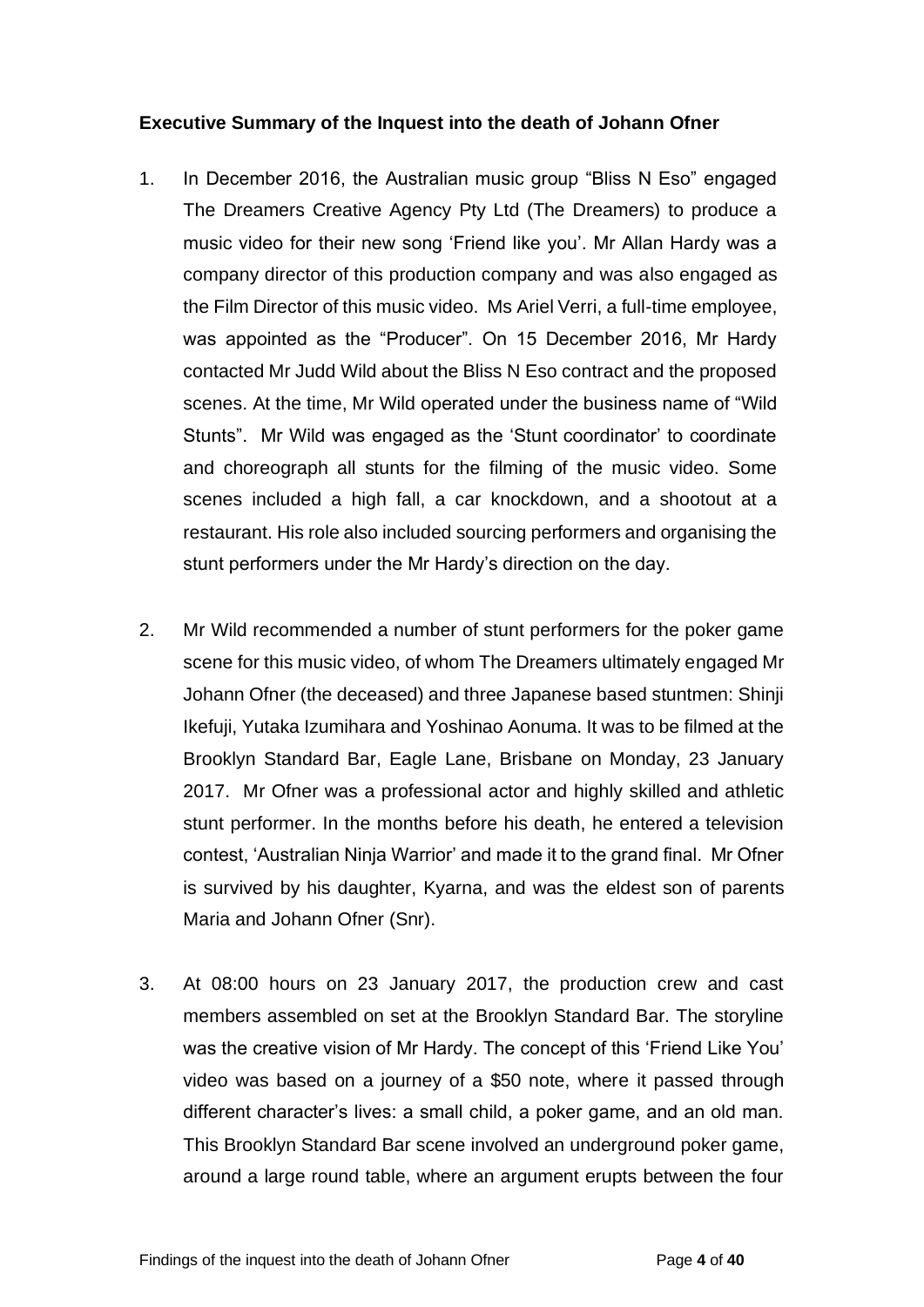**Executive Summary of the Inquest into the death of Johann Ofner**

1. In December 2016, the Australian music group "Bliss N Eso" engaged The Dreamers Creative Agency Pty Ltd (The Dreamers) to produce a music video for their new song 'Friend like you'. Mr Allan Hardy was a company director of this production company and was also engaged as the Film Director of this music video. Ms Ariel Verri, a full-time employee, was appointed as the "Producer". On 15 December 2016, Mr Hardy contacted Mr Judd Wild about the Bliss N Eso contract and the proposed scenes. At the time, Mr Wild operated under the business name of "Wild Stunts". Mr Wild was engaged as the 'Stunt coordinator' to coordinate and choreograph all stunts for the filming of the music video. Some scenes included a high fall, a car knockdown, and a shootout at a restaurant. His role also included sourcing performers and organising the stunt performers under the Mr Hardy's direction on the day.

2. Mr Wild recommended a number of stunt performers for the poker game scene for this music video, of whom The Dreamers ultimately engaged Mr Johann Ofner (the deceased) and three Japanese based stuntmen: Shinji Ikefuji, Yutaka Izumihara and Yoshinao Aonuma. It was to be filmed at the Brooklyn Standard Bar, Eagle Lane, Brisbane on Monday, 23 January 2017. Mr Ofner was a professional actor and highly skilled and athletic stunt performer. In the months before his death, he entered a television contest, 'Australian Ninja Warrior' and made it to the grand final. Mr Ofner is survived by his daughter, Kyarna, and was the eldest son of parents Maria and Johann Ofner (Snr).

3. At 08:00 hours on 23 January 2017, the production crew and cast members assembled on set at the Brooklyn Standard Bar. The storyline was the creative vision of Mr Hardy. The concept of this 'Friend Like You' video was based on a journey of a $50 note, where it passed through different character's lives: a small child, a poker game, and an old man. This Brooklyn Standard Bar scene involved an underground poker game, around a large round table, where an argument erupts between the four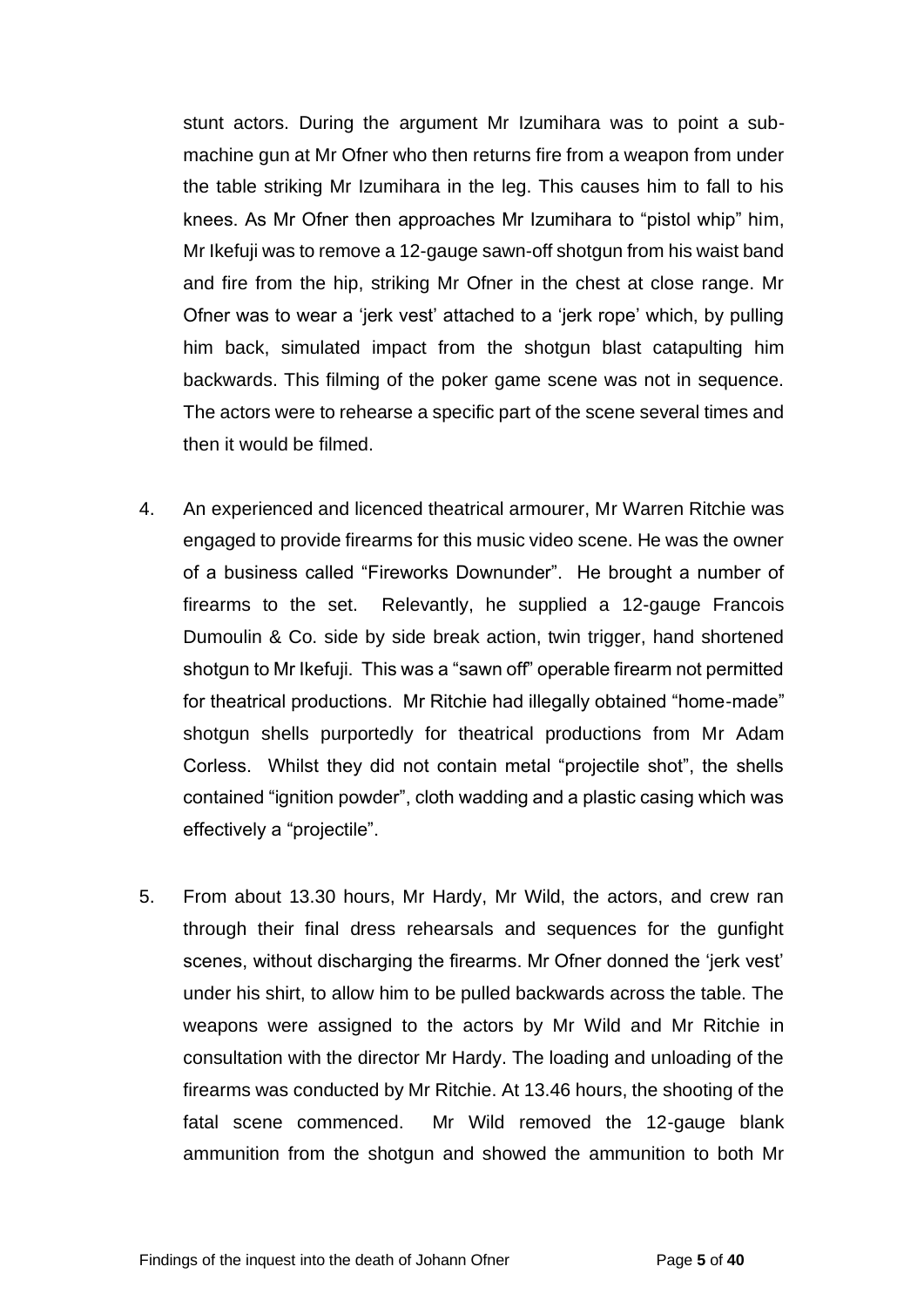stunt actors. During the argument Mr Izumihara was to point a sub-machine gun at Mr Ofner who then returns fire from a weapon from under the table striking Mr Izumihara in the leg. This causes him to fall to his knees. As Mr Ofner then approaches Mr Izumihara to "pistol whip" him, Mr Ikefuji was to remove a 12-gauge sawn-off shotgun from his waist band and fire from the hip, striking Mr Ofner in the chest at close range. Mr Ofner was to wear a 'jerk vest' attached to a 'jerk rope' which, by pulling him back, simulated impact from the shotgun blast catapulting him backwards. This filming of the poker game scene was not in sequence. The actors were to rehearse a specific part of the scene several times and then it would be filmed.

4. An experienced and licenced theatrical armourer, Mr Warren Ritchie was engaged to provide firearms for this music video scene. He was the owner of a business called "Fireworks Downunder". He brought a number of firearms to the set. Relevantly, he supplied a 12-gauge Francois Dumoulin & Co. side by side break action, twin trigger, hand shortened shotgun to Mr Ikefuji. This was a "sawn off" operable firearm not permitted for theatrical productions. Mr Ritchie had illegally obtained "home-made" shotgun shells purportedly for theatrical productions from Mr Adam Corless. Whilst they did not contain metal "projectile shot", the shells contained "ignition powder", cloth wadding and a plastic casing which was effectively a "projectile".

5. From about 13.30 hours, Mr Hardy, Mr Wild, the actors, and crew ran through their final dress rehearsals and sequences for the gunfight scenes, without discharging the firearms. Mr Ofner donned the 'jerk vest' under his shirt, to allow him to be pulled backwards across the table. The weapons were assigned to the actors by Mr Wild and Mr Ritchie in consultation with the director Mr Hardy. The loading and unloading of the firearms was conducted by Mr Ritchie. At 13.46 hours, the shooting of the fatal scene commenced. Mr Wild removed the 12-gauge blank ammunition from the shotgun and showed the ammunition to both Mr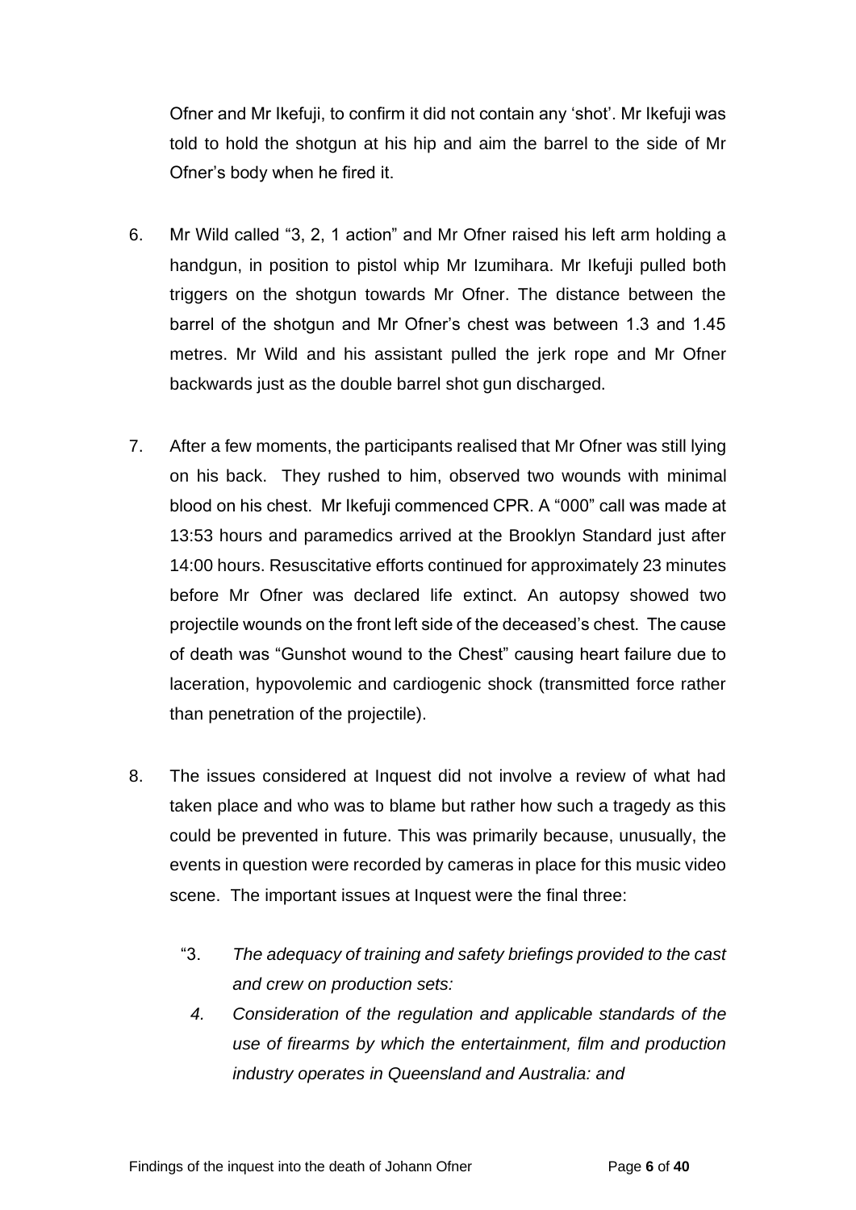Ofner and Mr Ikefuji, to confirm it did not contain any 'shot'. Mr Ikefuji was told to hold the shotgun at his hip and aim the barrel to the side of Mr Ofner's body when he fired it.

6. Mr Wild called "3, 2, 1 action" and Mr Ofner raised his left arm holding a handgun, in position to pistol whip Mr Izumihara. Mr Ikefuji pulled both triggers on the shotgun towards Mr Ofner. The distance between the barrel of the shotgun and Mr Ofner's chest was between 1.3 and 1.45 metres. Mr Wild and his assistant pulled the jerk rope and Mr Ofner backwards just as the double barrel shot gun discharged.

7. After a few moments, the participants realised that Mr Ofner was still lying on his back. They rushed to him, observed two wounds with minimal blood on his chest. Mr Ikefuji commenced CPR. A "000" call was made at 13:53 hours and paramedics arrived at the Brooklyn Standard just after 14:00 hours. Resuscitative efforts continued for approximately 23 minutes before Mr Ofner was declared life extinct. An autopsy showed two projectile wounds on the front left side of the deceased's chest. The cause of death was "Gunshot wound to the Chest" causing heart failure due to laceration, hypovolemic and cardiogenic shock (transmitted force rather than penetration of the projectile).

8. The issues considered at Inquest did not involve a review of what had taken place and who was to blame but rather how such a tragedy as this could be prevented in future. This was primarily because, unusually, the events in question were recorded by cameras in place for this music video scene. The important issues at Inquest were the final three:

   "3. *The adequacy of training and safety briefings provided to the cast and crew on production sets:*

   *4. Consideration of the regulation and applicable standards of the use of firearms by which the entertainment, film and production industry operates in Queensland and Australia: and*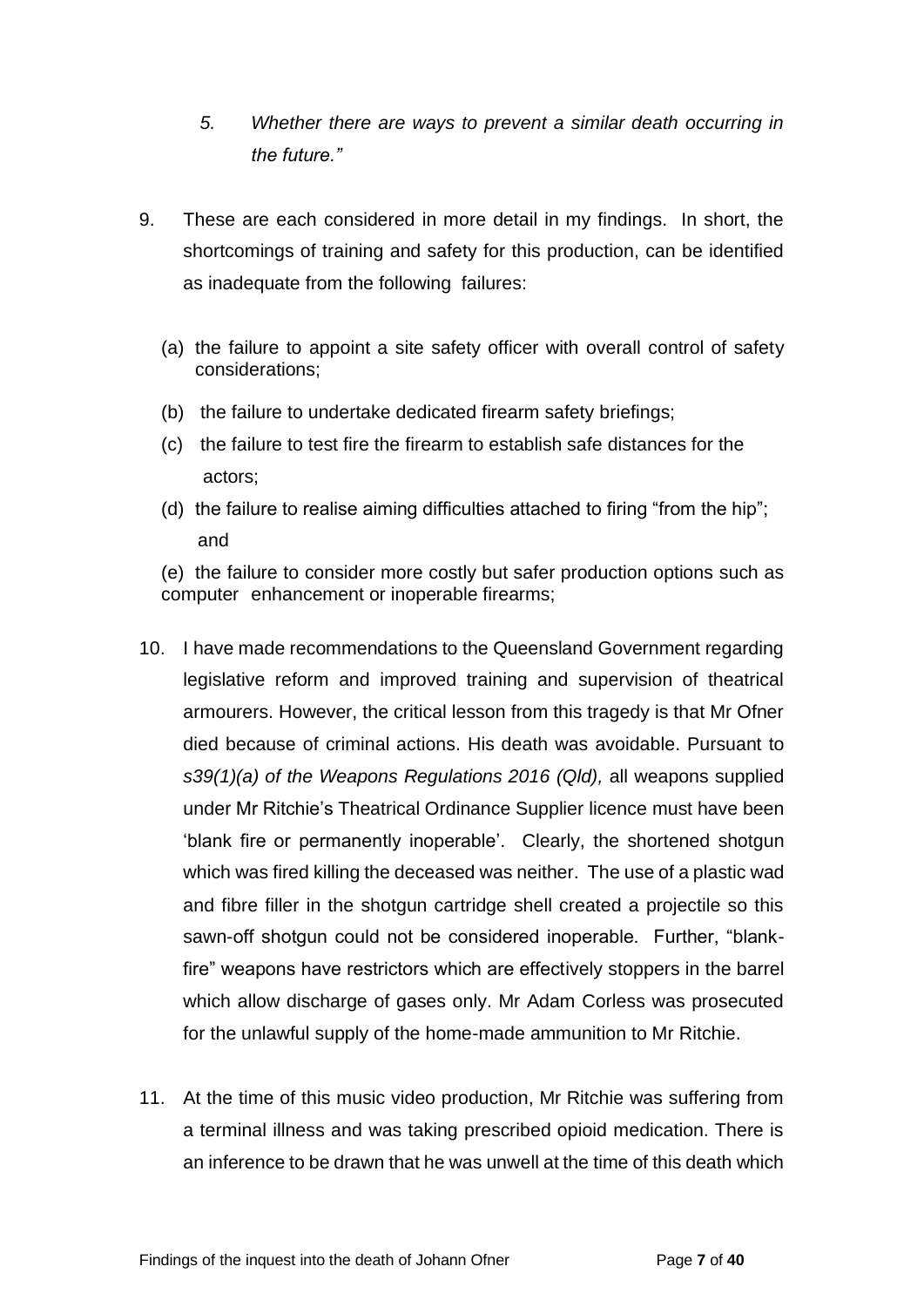*5. Whether there are ways to prevent a similar death occurring in the future."*

9. These are each considered in more detail in my findings. In short, the shortcomings of training and safety for this production, can be identified as inadequate from the following failures:

   (a) the failure to appoint a site safety officer with overall control of safety considerations;

   (b) the failure to undertake dedicated firearm safety briefings;

   (c) the failure to test fire the firearm to establish safe distances for the actors;

   (d) the failure to realise aiming difficulties attached to firing "from the hip"; and

   (e) the failure to consider more costly but safer production options such as computer enhancement or inoperable firearms;

10. I have made recommendations to the Queensland Government regarding legislative reform and improved training and supervision of theatrical armourers. However, the critical lesson from this tragedy is that Mr Ofner died because of criminal actions. His death was avoidable. Pursuant to *s39(1)(a) of the Weapons Regulations 2016 (Qld),* all weapons supplied under Mr Ritchie's Theatrical Ordinance Supplier licence must have been 'blank fire or permanently inoperable'. Clearly, the shortened shotgun which was fired killing the deceased was neither. The use of a plastic wad and fibre filler in the shotgun cartridge shell created a projectile so this sawn-off shotgun could not be considered inoperable. Further, "blank-fire" weapons have restrictors which are effectively stoppers in the barrel which allow discharge of gases only. Mr Adam Corless was prosecuted for the unlawful supply of the home-made ammunition to Mr Ritchie.

11. At the time of this music video production, Mr Ritchie was suffering from a terminal illness and was taking prescribed opioid medication. There is an inference to be drawn that he was unwell at the time of this death which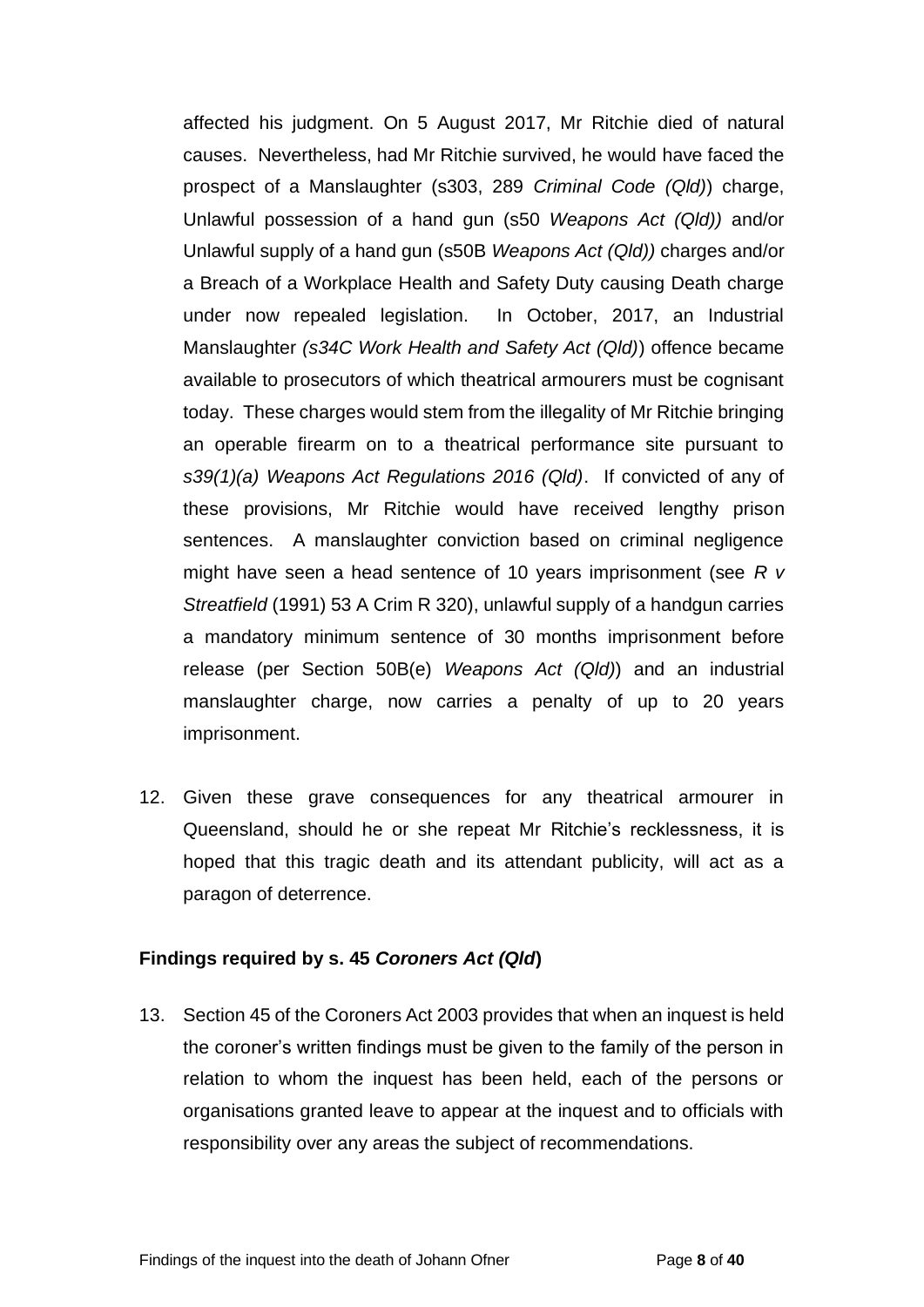affected his judgment. On 5 August 2017, Mr Ritchie died of natural causes. Nevertheless, had Mr Ritchie survived, he would have faced the prospect of a Manslaughter (s303, 289 *Criminal Code (Qld)*) charge, Unlawful possession of a hand gun (s50 *Weapons Act (Qld))* and/or Unlawful supply of a hand gun (s50B *Weapons Act (Qld))* charges and/or a Breach of a Workplace Health and Safety Duty causing Death charge under now repealed legislation. In October, 2017, an Industrial Manslaughter *(s34C Work Health and Safety Act (Qld)*) offence became available to prosecutors of which theatrical armourers must be cognisant today. These charges would stem from the illegality of Mr Ritchie bringing an operable firearm on to a theatrical performance site pursuant to *s39(1)(a) Weapons Act Regulations 2016 (Qld)*. If convicted of any of these provisions, Mr Ritchie would have received lengthy prison sentences. A manslaughter conviction based on criminal negligence might have seen a head sentence of 10 years imprisonment (see *R v Streatfield* (1991) 53 A Crim R 320), unlawful supply of a handgun carries a mandatory minimum sentence of 30 months imprisonment before release (per Section 50B(e) *Weapons Act (Qld)*) and an industrial manslaughter charge, now carries a penalty of up to 20 years imprisonment.

12. Given these grave consequences for any theatrical armourer in Queensland, should he or she repeat Mr Ritchie's recklessness, it is hoped that this tragic death and its attendant publicity, will act as a paragon of deterrence.

### Findings required by s. 45 *Coroners Act (Qld*)

13. Section 45 of the Coroners Act 2003 provides that when an inquest is held the coroner's written findings must be given to the family of the person in relation to whom the inquest has been held, each of the persons or organisations granted leave to appear at the inquest and to officials with responsibility over any areas the subject of recommendations.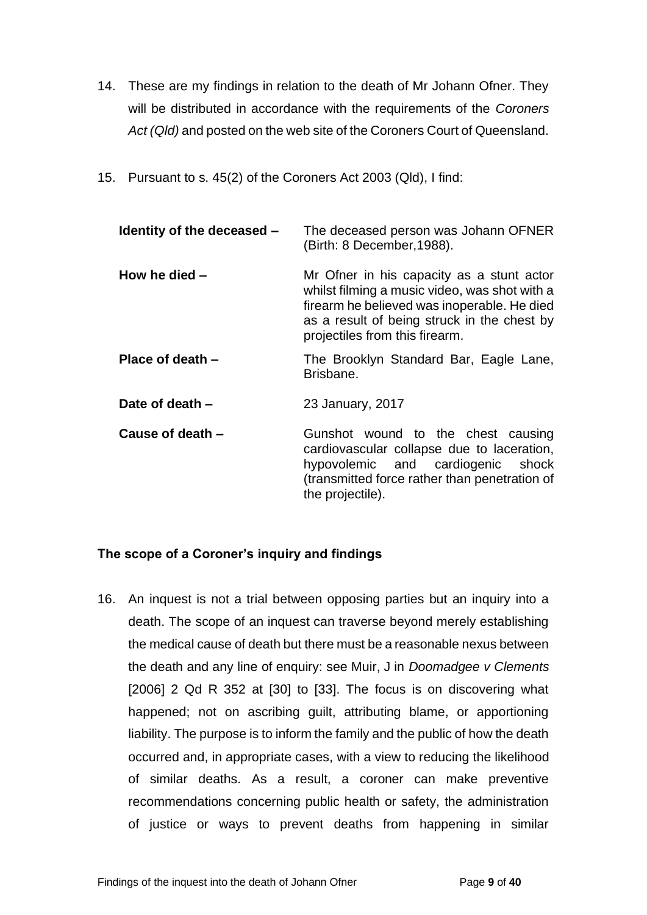14. These are my findings in relation to the death of Mr Johann Ofner. They will be distributed in accordance with the requirements of the *Coroners Act (Qld)* and posted on the web site of the Coroners Court of Queensland.

15. Pursuant to s. 45(2) of the Coroners Act 2003 (Qld), I find:

| | |
|---|---|
| **Identity of the deceased –** | The deceased person was Johann OFNER (Birth: 8 December,1988). |
| **How he died –** | Mr Ofner in his capacity as a stunt actor whilst filming a music video, was shot with a firearm he believed was inoperable. He died as a result of being struck in the chest by projectiles from this firearm. |
| **Place of death –** | The Brooklyn Standard Bar, Eagle Lane, Brisbane. |
| **Date of death –** | 23 January, 2017 |
| **Cause of death –** | Gunshot wound to the chest causing cardiovascular collapse due to laceration, hypovolemic and cardiogenic shock (transmitted force rather than penetration of the projectile). |

## The scope of a Coroner's inquiry and findings

16. An inquest is not a trial between opposing parties but an inquiry into a death. The scope of an inquest can traverse beyond merely establishing the medical cause of death but there must be a reasonable nexus between the death and any line of enquiry: see Muir, J in *Doomadgee v Clements* [2006] 2 Qd R 352 at [30] to [33]. The focus is on discovering what happened; not on ascribing guilt, attributing blame, or apportioning liability. The purpose is to inform the family and the public of how the death occurred and, in appropriate cases, with a view to reducing the likelihood of similar deaths. As a result, a coroner can make preventive recommendations concerning public health or safety, the administration of justice or ways to prevent deaths from happening in similar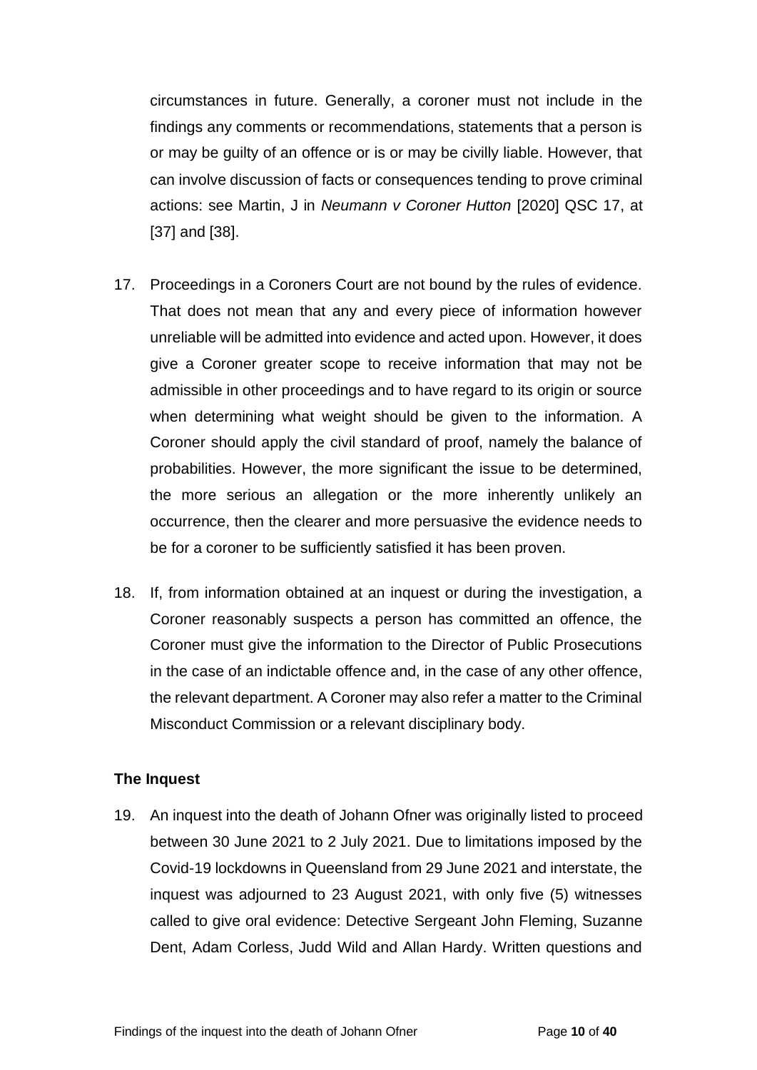circumstances in future. Generally, a coroner must not include in the findings any comments or recommendations, statements that a person is or may be guilty of an offence or is or may be civilly liable. However, that can involve discussion of facts or consequences tending to prove criminal actions: see Martin, J in *Neumann v Coroner Hutton* [2020] QSC 17, at [37] and [38].

17. Proceedings in a Coroners Court are not bound by the rules of evidence. That does not mean that any and every piece of information however unreliable will be admitted into evidence and acted upon. However, it does give a Coroner greater scope to receive information that may not be admissible in other proceedings and to have regard to its origin or source when determining what weight should be given to the information. A Coroner should apply the civil standard of proof, namely the balance of probabilities. However, the more significant the issue to be determined, the more serious an allegation or the more inherently unlikely an occurrence, then the clearer and more persuasive the evidence needs to be for a coroner to be sufficiently satisfied it has been proven.

18. If, from information obtained at an inquest or during the investigation, a Coroner reasonably suspects a person has committed an offence, the Coroner must give the information to the Director of Public Prosecutions in the case of an indictable offence and, in the case of any other offence, the relevant department. A Coroner may also refer a matter to the Criminal Misconduct Commission or a relevant disciplinary body.

**The Inquest**

19. An inquest into the death of Johann Ofner was originally listed to proceed between 30 June 2021 to 2 July 2021. Due to limitations imposed by the Covid-19 lockdowns in Queensland from 29 June 2021 and interstate, the inquest was adjourned to 23 August 2021, with only five (5) witnesses called to give oral evidence: Detective Sergeant John Fleming, Suzanne Dent, Adam Corless, Judd Wild and Allan Hardy. Written questions and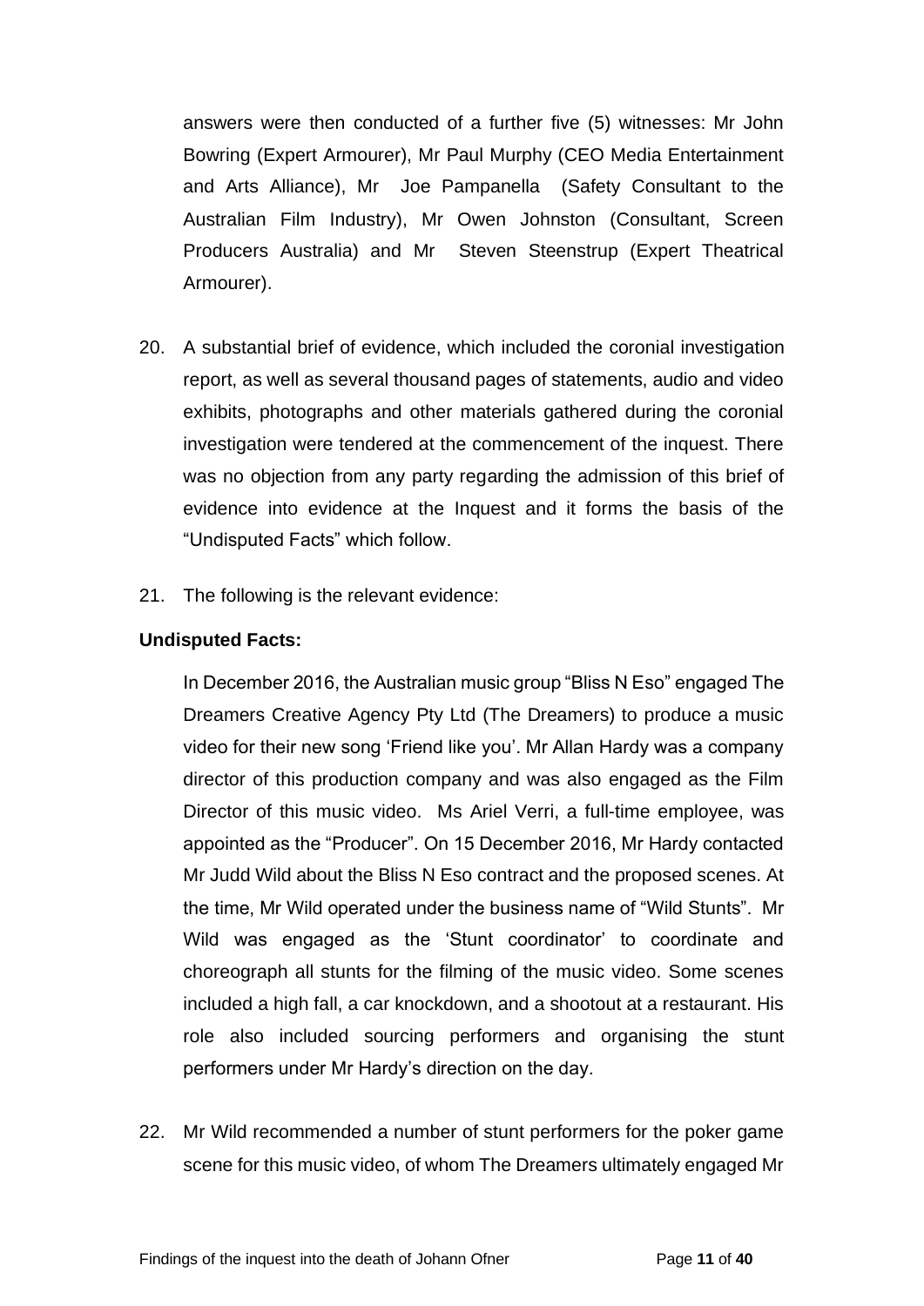answers were then conducted of a further five (5) witnesses: Mr John Bowring (Expert Armourer), Mr Paul Murphy (CEO Media Entertainment and Arts Alliance), Mr Joe Pampanella (Safety Consultant to the Australian Film Industry), Mr Owen Johnston (Consultant, Screen Producers Australia) and Mr Steven Steenstrup (Expert Theatrical Armourer).

20. A substantial brief of evidence, which included the coronial investigation report, as well as several thousand pages of statements, audio and video exhibits, photographs and other materials gathered during the coronial investigation were tendered at the commencement of the inquest. There was no objection from any party regarding the admission of this brief of evidence into evidence at the Inquest and it forms the basis of the "Undisputed Facts" which follow.

21. The following is the relevant evidence:

**Undisputed Facts:**

In December 2016, the Australian music group "Bliss N Eso" engaged The Dreamers Creative Agency Pty Ltd (The Dreamers) to produce a music video for their new song 'Friend like you'. Mr Allan Hardy was a company director of this production company and was also engaged as the Film Director of this music video. Ms Ariel Verri, a full-time employee, was appointed as the "Producer". On 15 December 2016, Mr Hardy contacted Mr Judd Wild about the Bliss N Eso contract and the proposed scenes. At the time, Mr Wild operated under the business name of "Wild Stunts". Mr Wild was engaged as the 'Stunt coordinator' to coordinate and choreograph all stunts for the filming of the music video. Some scenes included a high fall, a car knockdown, and a shootout at a restaurant. His role also included sourcing performers and organising the stunt performers under Mr Hardy's direction on the day.

22. Mr Wild recommended a number of stunt performers for the poker game scene for this music video, of whom The Dreamers ultimately engaged Mr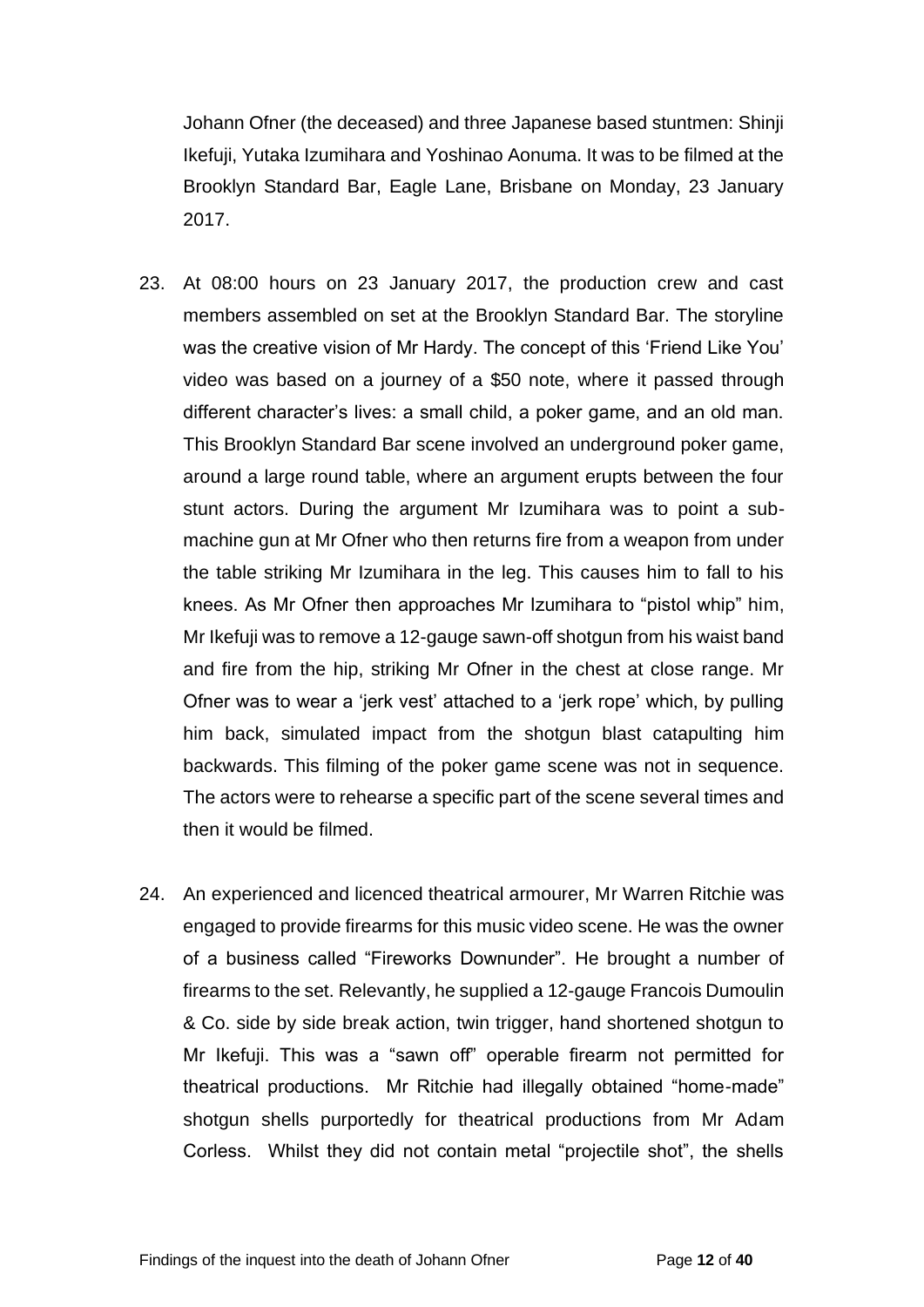Johann Ofner (the deceased) and three Japanese based stuntmen: Shinji Ikefuji, Yutaka Izumihara and Yoshinao Aonuma. It was to be filmed at the Brooklyn Standard Bar, Eagle Lane, Brisbane on Monday, 23 January 2017.

23. At 08:00 hours on 23 January 2017, the production crew and cast members assembled on set at the Brooklyn Standard Bar. The storyline was the creative vision of Mr Hardy. The concept of this 'Friend Like You' video was based on a journey of a $50 note, where it passed through different character's lives: a small child, a poker game, and an old man. This Brooklyn Standard Bar scene involved an underground poker game, around a large round table, where an argument erupts between the four stunt actors. During the argument Mr Izumihara was to point a sub-machine gun at Mr Ofner who then returns fire from a weapon from under the table striking Mr Izumihara in the leg. This causes him to fall to his knees. As Mr Ofner then approaches Mr Izumihara to "pistol whip" him, Mr Ikefuji was to remove a 12-gauge sawn-off shotgun from his waist band and fire from the hip, striking Mr Ofner in the chest at close range. Mr Ofner was to wear a 'jerk vest' attached to a 'jerk rope' which, by pulling him back, simulated impact from the shotgun blast catapulting him backwards. This filming of the poker game scene was not in sequence. The actors were to rehearse a specific part of the scene several times and then it would be filmed.

24. An experienced and licenced theatrical armourer, Mr Warren Ritchie was engaged to provide firearms for this music video scene. He was the owner of a business called "Fireworks Downunder". He brought a number of firearms to the set. Relevantly, he supplied a 12-gauge Francois Dumoulin & Co. side by side break action, twin trigger, hand shortened shotgun to Mr Ikefuji. This was a "sawn off" operable firearm not permitted for theatrical productions. Mr Ritchie had illegally obtained "home-made" shotgun shells purportedly for theatrical productions from Mr Adam Corless. Whilst they did not contain metal "projectile shot", the shells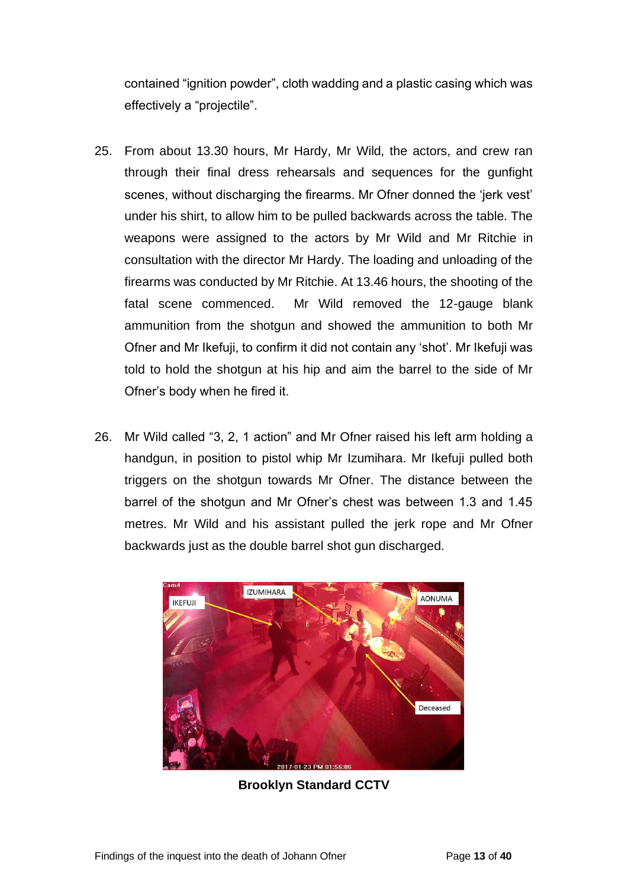contained “ignition powder”, cloth wadding and a plastic casing which was effectively a “projectile”.

25. From about 13.30 hours, Mr Hardy, Mr Wild, the actors, and crew ran through their final dress rehearsals and sequences for the gunfight scenes, without discharging the firearms. Mr Ofner donned the ‘jerk vest’ under his shirt, to allow him to be pulled backwards across the table. The weapons were assigned to the actors by Mr Wild and Mr Ritchie in consultation with the director Mr Hardy. The loading and unloading of the firearms was conducted by Mr Ritchie. At 13.46 hours, the shooting of the fatal scene commenced. Mr Wild removed the 12-gauge blank ammunition from the shotgun and showed the ammunition to both Mr Ofner and Mr Ikefuji, to confirm it did not contain any ‘shot’. Mr Ikefuji was told to hold the shotgun at his hip and aim the barrel to the side of Mr Ofner’s body when he fired it.

26. Mr Wild called “3, 2, 1 action” and Mr Ofner raised his left arm holding a handgun, in position to pistol whip Mr Izumihara. Mr Ikefuji pulled both triggers on the shotgun towards Mr Ofner. The distance between the barrel of the shotgun and Mr Ofner’s chest was between 1.3 and 1.45 metres. Mr Wild and his assistant pulled the jerk rope and Mr Ofner backwards just as the double barrel shot gun discharged.

**Brooklyn Standard CCTV**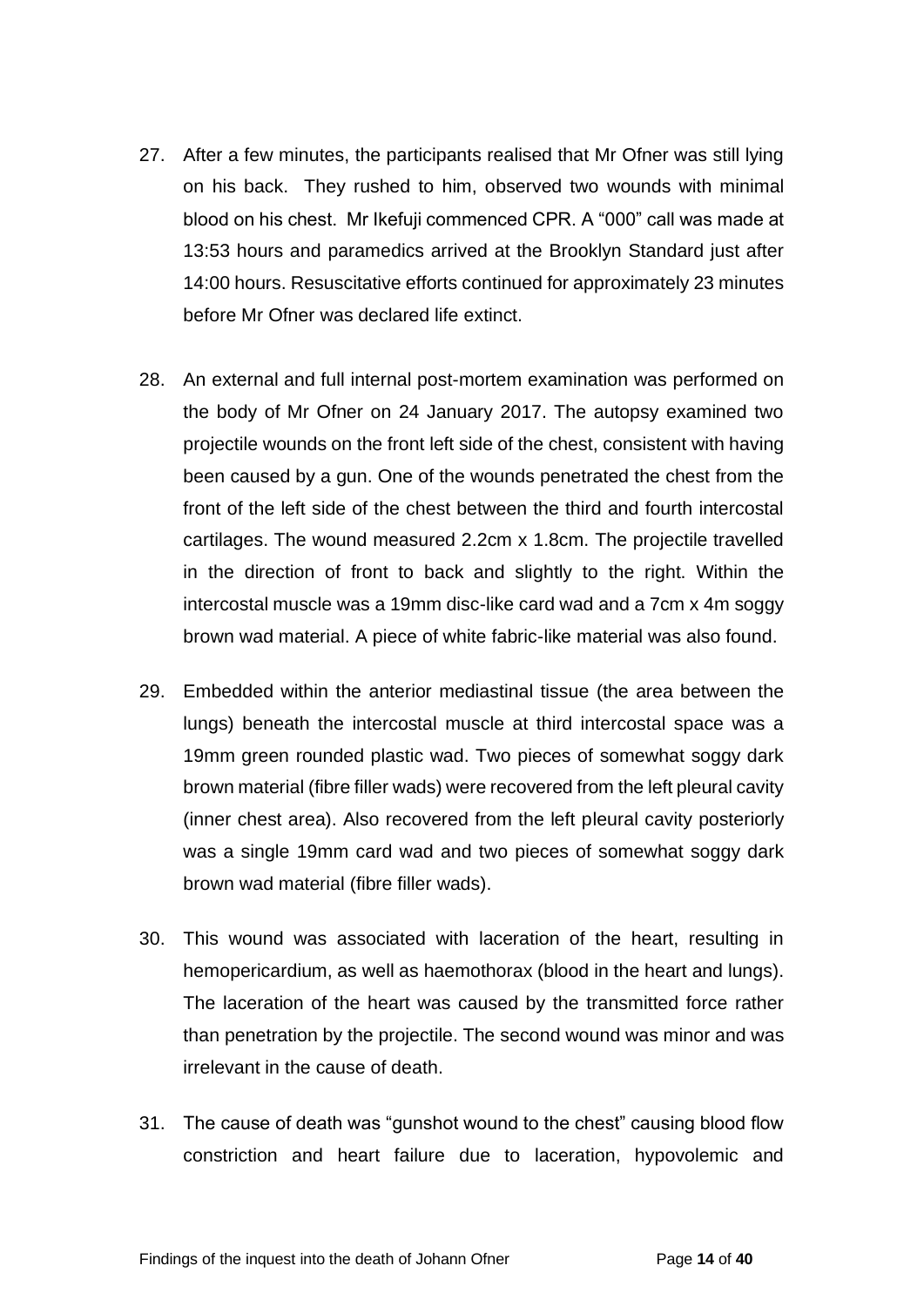27. After a few minutes, the participants realised that Mr Ofner was still lying on his back. They rushed to him, observed two wounds with minimal blood on his chest. Mr Ikefuji commenced CPR. A "000" call was made at 13:53 hours and paramedics arrived at the Brooklyn Standard just after 14:00 hours. Resuscitative efforts continued for approximately 23 minutes before Mr Ofner was declared life extinct.

28. An external and full internal post-mortem examination was performed on the body of Mr Ofner on 24 January 2017. The autopsy examined two projectile wounds on the front left side of the chest, consistent with having been caused by a gun. One of the wounds penetrated the chest from the front of the left side of the chest between the third and fourth intercostal cartilages. The wound measured 2.2cm x 1.8cm. The projectile travelled in the direction of front to back and slightly to the right. Within the intercostal muscle was a 19mm disc-like card wad and a 7cm x 4m soggy brown wad material. A piece of white fabric-like material was also found.

29. Embedded within the anterior mediastinal tissue (the area between the lungs) beneath the intercostal muscle at third intercostal space was a 19mm green rounded plastic wad. Two pieces of somewhat soggy dark brown material (fibre filler wads) were recovered from the left pleural cavity (inner chest area). Also recovered from the left pleural cavity posteriorly was a single 19mm card wad and two pieces of somewhat soggy dark brown wad material (fibre filler wads).

30. This wound was associated with laceration of the heart, resulting in hemopericardium, as well as haemothorax (blood in the heart and lungs). The laceration of the heart was caused by the transmitted force rather than penetration by the projectile. The second wound was minor and was irrelevant in the cause of death.

31. The cause of death was "gunshot wound to the chest" causing blood flow constriction and heart failure due to laceration, hypovolemic and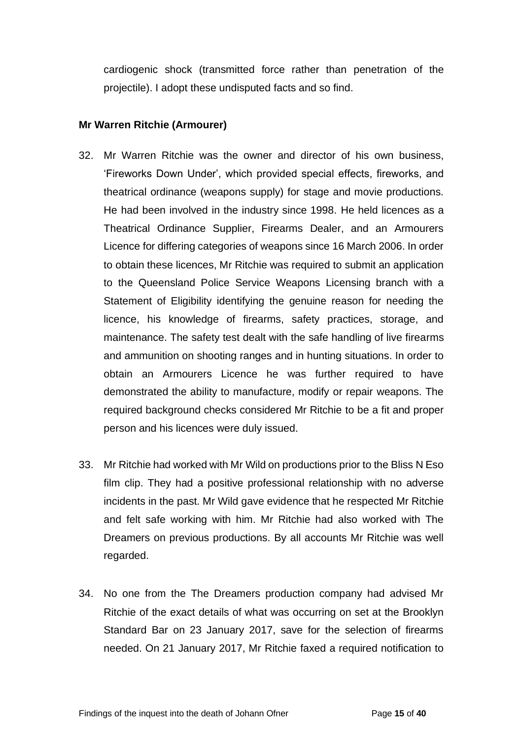cardiogenic shock (transmitted force rather than penetration of the projectile). I adopt these undisputed facts and so find.

**Mr Warren Ritchie (Armourer)**

32. Mr Warren Ritchie was the owner and director of his own business, 'Fireworks Down Under', which provided special effects, fireworks, and theatrical ordinance (weapons supply) for stage and movie productions. He had been involved in the industry since 1998. He held licences as a Theatrical Ordinance Supplier, Firearms Dealer, and an Armourers Licence for differing categories of weapons since 16 March 2006. In order to obtain these licences, Mr Ritchie was required to submit an application to the Queensland Police Service Weapons Licensing branch with a Statement of Eligibility identifying the genuine reason for needing the licence, his knowledge of firearms, safety practices, storage, and maintenance. The safety test dealt with the safe handling of live firearms and ammunition on shooting ranges and in hunting situations. In order to obtain an Armourers Licence he was further required to have demonstrated the ability to manufacture, modify or repair weapons. The required background checks considered Mr Ritchie to be a fit and proper person and his licences were duly issued.

33. Mr Ritchie had worked with Mr Wild on productions prior to the Bliss N Eso film clip. They had a positive professional relationship with no adverse incidents in the past. Mr Wild gave evidence that he respected Mr Ritchie and felt safe working with him. Mr Ritchie had also worked with The Dreamers on previous productions. By all accounts Mr Ritchie was well regarded.

34. No one from the The Dreamers production company had advised Mr Ritchie of the exact details of what was occurring on set at the Brooklyn Standard Bar on 23 January 2017, save for the selection of firearms needed. On 21 January 2017, Mr Ritchie faxed a required notification to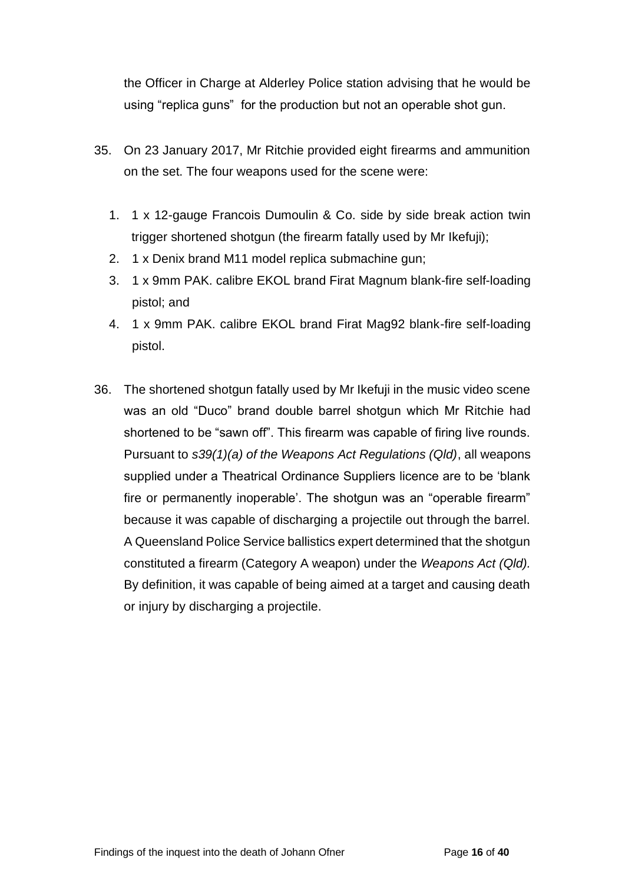the Officer in Charge at Alderley Police station advising that he would be using "replica guns" for the production but not an operable shot gun.

35. On 23 January 2017, Mr Ritchie provided eight firearms and ammunition on the set. The four weapons used for the scene were:

    1. 1 x 12-gauge Francois Dumoulin & Co. side by side break action twin trigger shortened shotgun (the firearm fatally used by Mr Ikefuji);
    2. 1 x Denix brand M11 model replica submachine gun;
    3. 1 x 9mm PAK. calibre EKOL brand Firat Magnum blank-fire self-loading pistol; and
    4. 1 x 9mm PAK. calibre EKOL brand Firat Mag92 blank-fire self-loading pistol.

36. The shortened shotgun fatally used by Mr Ikefuji in the music video scene was an old "Duco" brand double barrel shotgun which Mr Ritchie had shortened to be "sawn off". This firearm was capable of firing live rounds. Pursuant to *s39(1)(a) of the Weapons Act Regulations (Qld)*, all weapons supplied under a Theatrical Ordinance Suppliers licence are to be 'blank fire or permanently inoperable'. The shotgun was an "operable firearm" because it was capable of discharging a projectile out through the barrel. A Queensland Police Service ballistics expert determined that the shotgun constituted a firearm (Category A weapon) under the *Weapons Act (Qld).* By definition, it was capable of being aimed at a target and causing death or injury by discharging a projectile.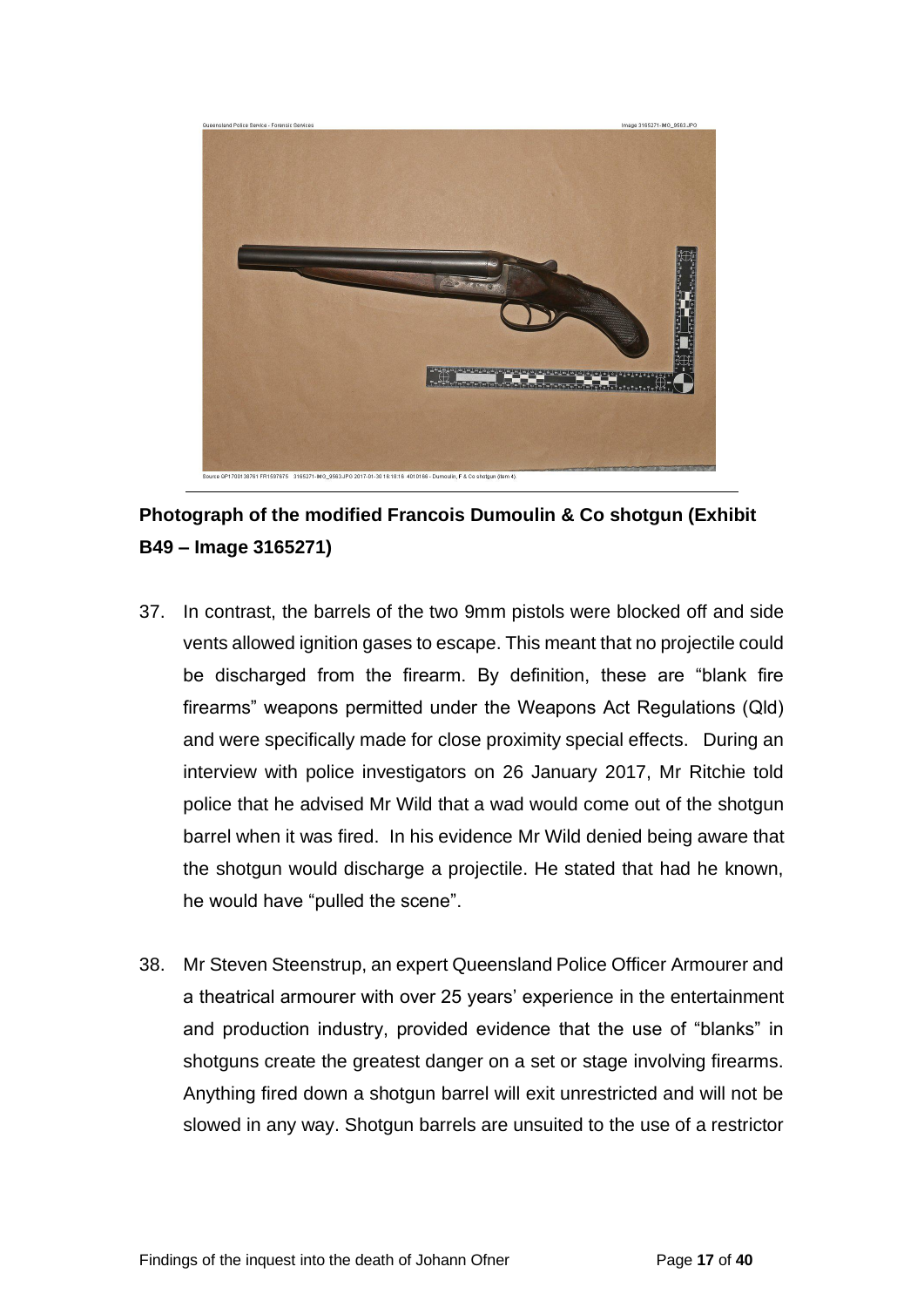**Photograph of the modified Francois Dumoulin & Co shotgun (Exhibit B49 – Image 3165271)**

37. In contrast, the barrels of the two 9mm pistols were blocked off and side vents allowed ignition gases to escape. This meant that no projectile could be discharged from the firearm. By definition, these are "blank fire firearms" weapons permitted under the Weapons Act Regulations (Qld) and were specifically made for close proximity special effects. During an interview with police investigators on 26 January 2017, Mr Ritchie told police that he advised Mr Wild that a wad would come out of the shotgun barrel when it was fired. In his evidence Mr Wild denied being aware that the shotgun would discharge a projectile. He stated that had he known, he would have "pulled the scene".

38. Mr Steven Steenstrup, an expert Queensland Police Officer Armourer and a theatrical armourer with over 25 years' experience in the entertainment and production industry, provided evidence that the use of "blanks" in shotguns create the greatest danger on a set or stage involving firearms. Anything fired down a shotgun barrel will exit unrestricted and will not be slowed in any way. Shotgun barrels are unsuited to the use of a restrictor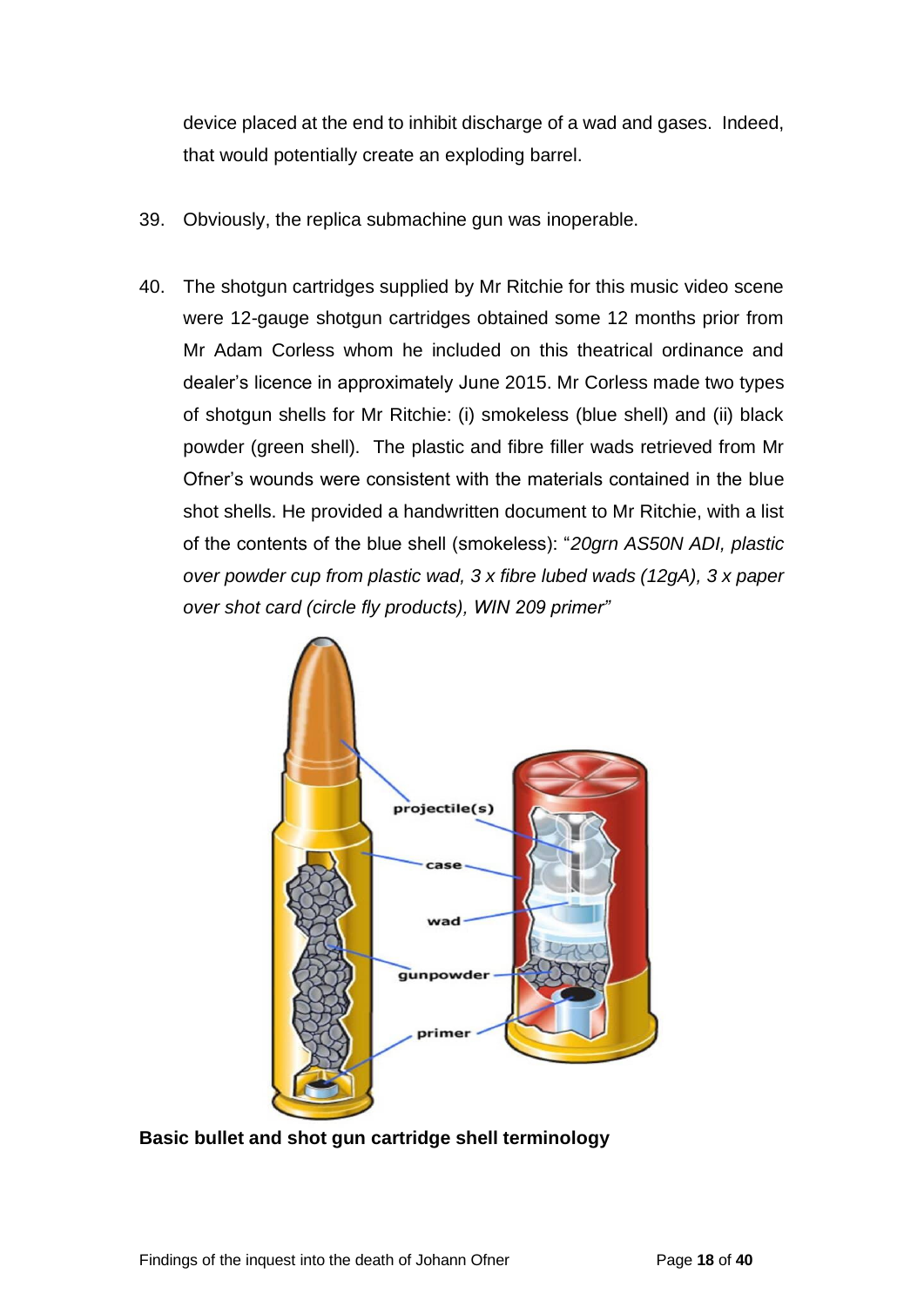device placed at the end to inhibit discharge of a wad and gases. Indeed, that would potentially create an exploding barrel.

39. Obviously, the replica submachine gun was inoperable.

40. The shotgun cartridges supplied by Mr Ritchie for this music video scene were 12-gauge shotgun cartridges obtained some 12 months prior from Mr Adam Corless whom he included on this theatrical ordinance and dealer's licence in approximately June 2015. Mr Corless made two types of shotgun shells for Mr Ritchie: (i) smokeless (blue shell) and (ii) black powder (green shell). The plastic and fibre filler wads retrieved from Mr Ofner's wounds were consistent with the materials contained in the blue shot shells. He provided a handwritten document to Mr Ritchie, with a list of the contents of the blue shell (smokeless): "*20grn AS50N ADI, plastic over powder cup from plastic wad, 3 x fibre lubed wads (12gA), 3 x paper over shot card (circle fly products), WIN 209 primer"*

**Basic bullet and shot gun cartridge shell terminology**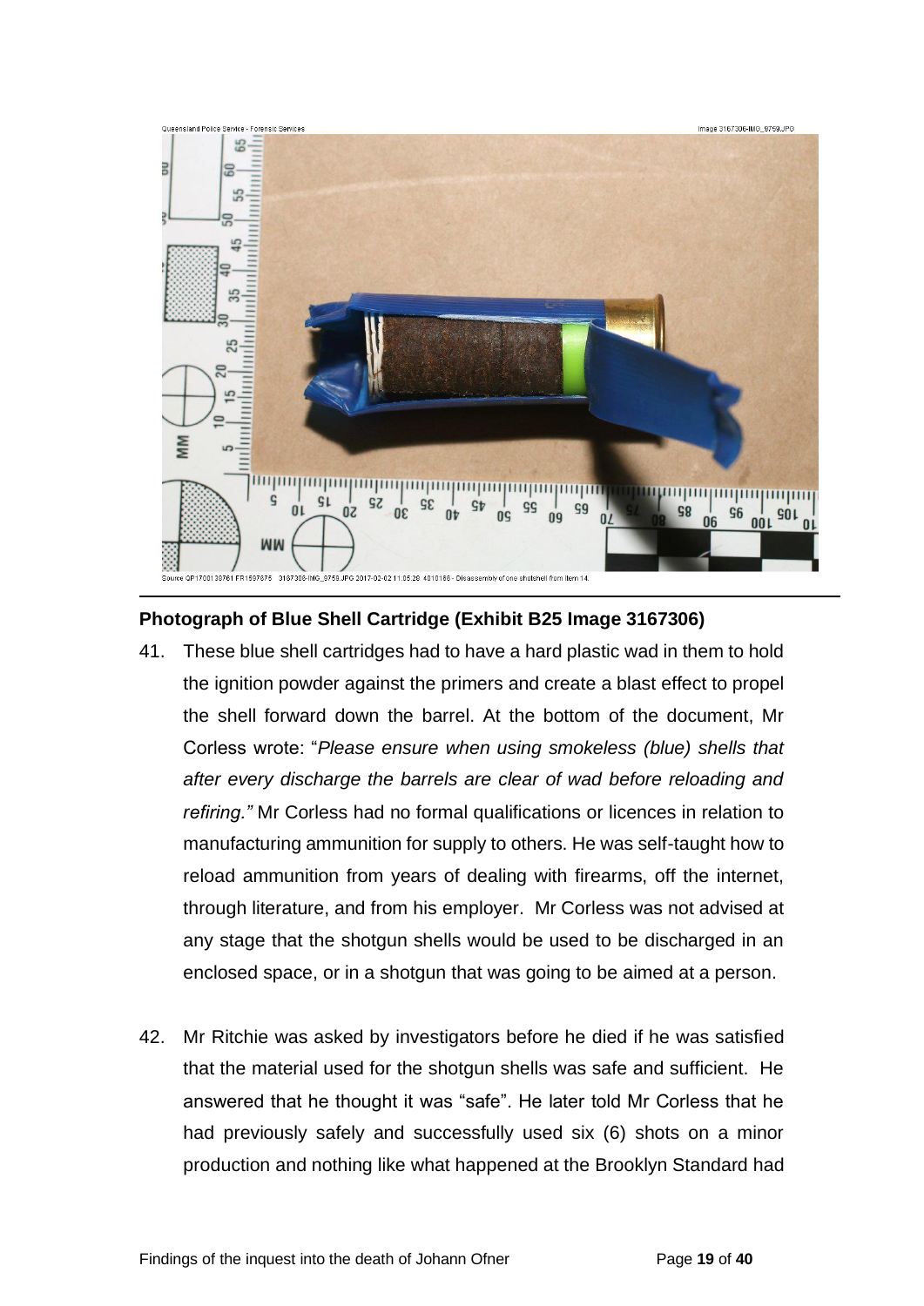**Photograph of Blue Shell Cartridge (Exhibit B25 Image 3167306)**

41. These blue shell cartridges had to have a hard plastic wad in them to hold the ignition powder against the primers and create a blast effect to propel the shell forward down the barrel. At the bottom of the document, Mr Corless wrote: "*Please ensure when using smokeless (blue) shells that after every discharge the barrels are clear of wad before reloading and refiring.*" Mr Corless had no formal qualifications or licences in relation to manufacturing ammunition for supply to others. He was self-taught how to reload ammunition from years of dealing with firearms, off the internet, through literature, and from his employer. Mr Corless was not advised at any stage that the shotgun shells would be used to be discharged in an enclosed space, or in a shotgun that was going to be aimed at a person.

42. Mr Ritchie was asked by investigators before he died if he was satisfied that the material used for the shotgun shells was safe and sufficient. He answered that he thought it was "safe". He later told Mr Corless that he had previously safely and successfully used six (6) shots on a minor production and nothing like what happened at the Brooklyn Standard had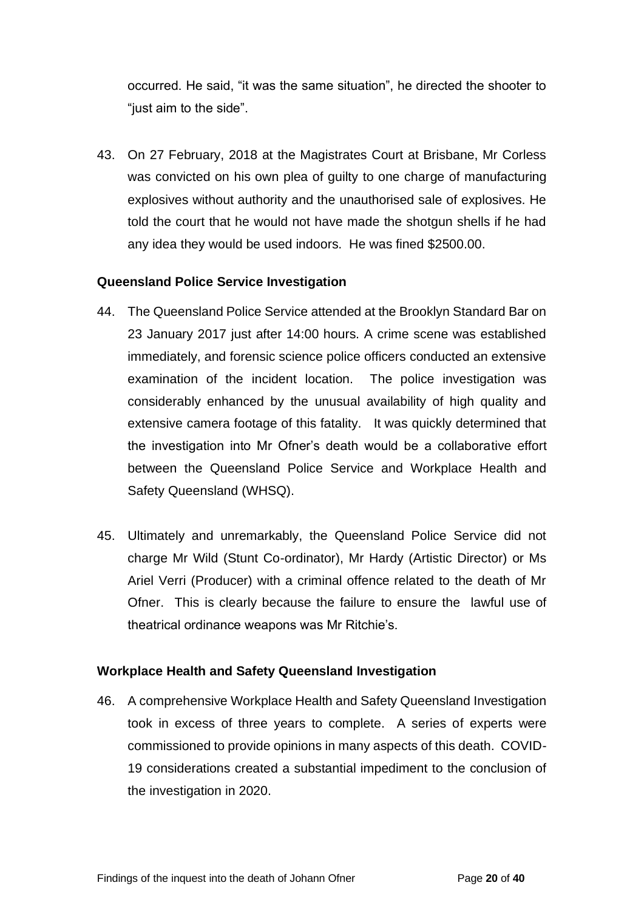occurred. He said, "it was the same situation", he directed the shooter to "just aim to the side".

43. On 27 February, 2018 at the Magistrates Court at Brisbane, Mr Corless was convicted on his own plea of guilty to one charge of manufacturing explosives without authority and the unauthorised sale of explosives. He told the court that he would not have made the shotgun shells if he had any idea they would be used indoors. He was fined $2500.00.

**Queensland Police Service Investigation**

44. The Queensland Police Service attended at the Brooklyn Standard Bar on 23 January 2017 just after 14:00 hours. A crime scene was established immediately, and forensic science police officers conducted an extensive examination of the incident location. The police investigation was considerably enhanced by the unusual availability of high quality and extensive camera footage of this fatality. It was quickly determined that the investigation into Mr Ofner's death would be a collaborative effort between the Queensland Police Service and Workplace Health and Safety Queensland (WHSQ).

45. Ultimately and unremarkably, the Queensland Police Service did not charge Mr Wild (Stunt Co-ordinator), Mr Hardy (Artistic Director) or Ms Ariel Verri (Producer) with a criminal offence related to the death of Mr Ofner. This is clearly because the failure to ensure the lawful use of theatrical ordinance weapons was Mr Ritchie's.

**Workplace Health and Safety Queensland Investigation**

46. A comprehensive Workplace Health and Safety Queensland Investigation took in excess of three years to complete. A series of experts were commissioned to provide opinions in many aspects of this death. COVID-19 considerations created a substantial impediment to the conclusion of the investigation in 2020.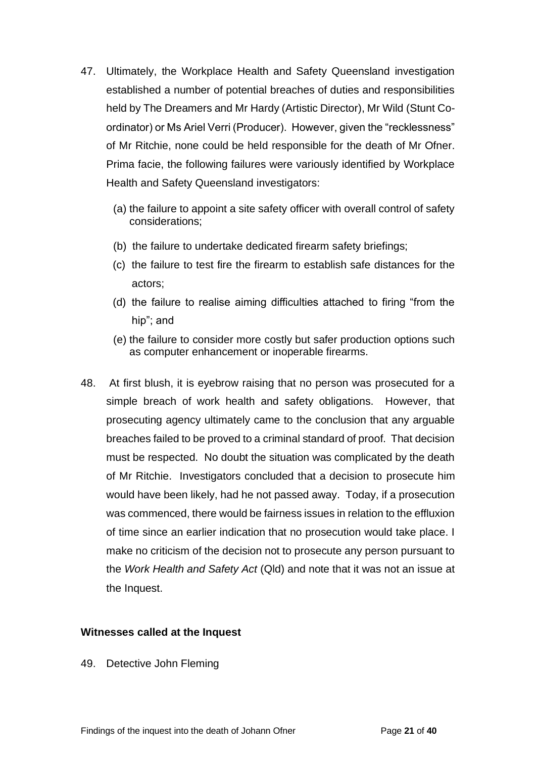47. Ultimately, the Workplace Health and Safety Queensland investigation established a number of potential breaches of duties and responsibilities held by The Dreamers and Mr Hardy (Artistic Director), Mr Wild (Stunt Co-ordinator) or Ms Ariel Verri (Producer). However, given the "recklessness" of Mr Ritchie, none could be held responsible for the death of Mr Ofner. Prima facie, the following failures were variously identified by Workplace Health and Safety Queensland investigators:

    (a) the failure to appoint a site safety officer with overall control of safety considerations;

    (b) the failure to undertake dedicated firearm safety briefings;

    (c) the failure to test fire the firearm to establish safe distances for the actors;

    (d) the failure to realise aiming difficulties attached to firing "from the hip"; and

    (e) the failure to consider more costly but safer production options such as computer enhancement or inoperable firearms.

48. At first blush, it is eyebrow raising that no person was prosecuted for a simple breach of work health and safety obligations. However, that prosecuting agency ultimately came to the conclusion that any arguable breaches failed to be proved to a criminal standard of proof. That decision must be respected. No doubt the situation was complicated by the death of Mr Ritchie. Investigators concluded that a decision to prosecute him would have been likely, had he not passed away. Today, if a prosecution was commenced, there would be fairness issues in relation to the effluxion of time since an earlier indication that no prosecution would take place. I make no criticism of the decision not to prosecute any person pursuant to the *Work Health and Safety Act* (Qld) and note that it was not an issue at the Inquest.

**Witnesses called at the Inquest**

49. Detective John Fleming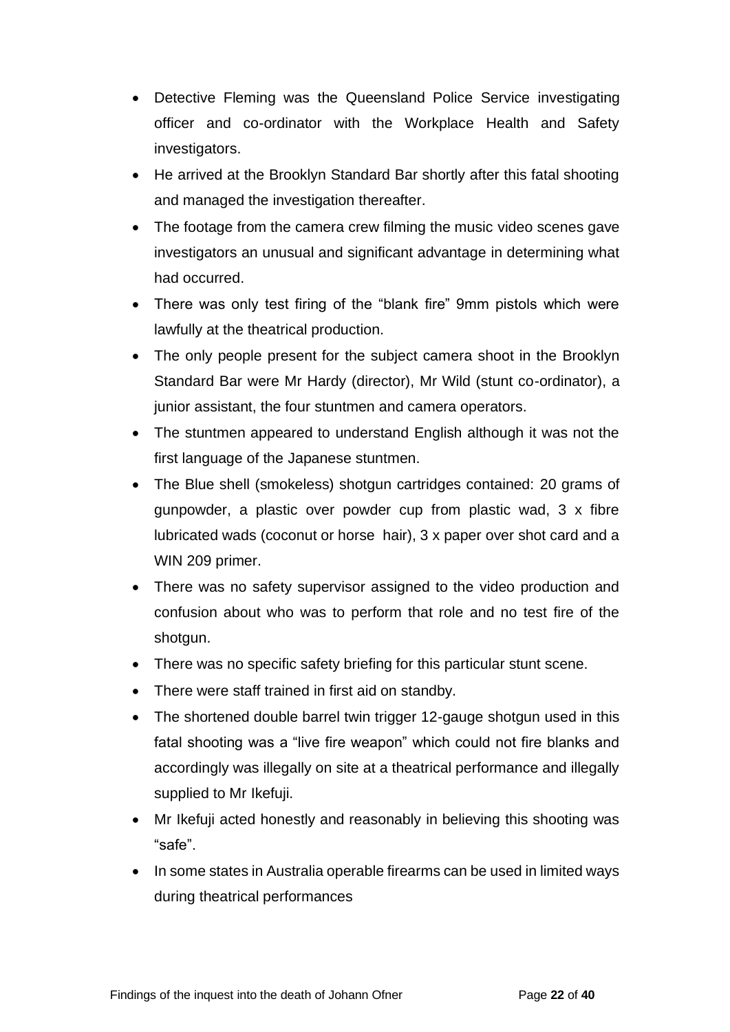- Detective Fleming was the Queensland Police Service investigating officer and co-ordinator with the Workplace Health and Safety investigators.
- He arrived at the Brooklyn Standard Bar shortly after this fatal shooting and managed the investigation thereafter.
- The footage from the camera crew filming the music video scenes gave investigators an unusual and significant advantage in determining what had occurred.
- There was only test firing of the "blank fire" 9mm pistols which were lawfully at the theatrical production.
- The only people present for the subject camera shoot in the Brooklyn Standard Bar were Mr Hardy (director), Mr Wild (stunt co-ordinator), a junior assistant, the four stuntmen and camera operators.
- The stuntmen appeared to understand English although it was not the first language of the Japanese stuntmen.
- The Blue shell (smokeless) shotgun cartridges contained: 20 grams of gunpowder, a plastic over powder cup from plastic wad, 3 x fibre lubricated wads (coconut or horse hair), 3 x paper over shot card and a WIN 209 primer.
- There was no safety supervisor assigned to the video production and confusion about who was to perform that role and no test fire of the shotgun.
- There was no specific safety briefing for this particular stunt scene.
- There were staff trained in first aid on standby.
- The shortened double barrel twin trigger 12-gauge shotgun used in this fatal shooting was a "live fire weapon" which could not fire blanks and accordingly was illegally on site at a theatrical performance and illegally supplied to Mr Ikefuji.
- Mr Ikefuji acted honestly and reasonably in believing this shooting was "safe".
- In some states in Australia operable firearms can be used in limited ways during theatrical performances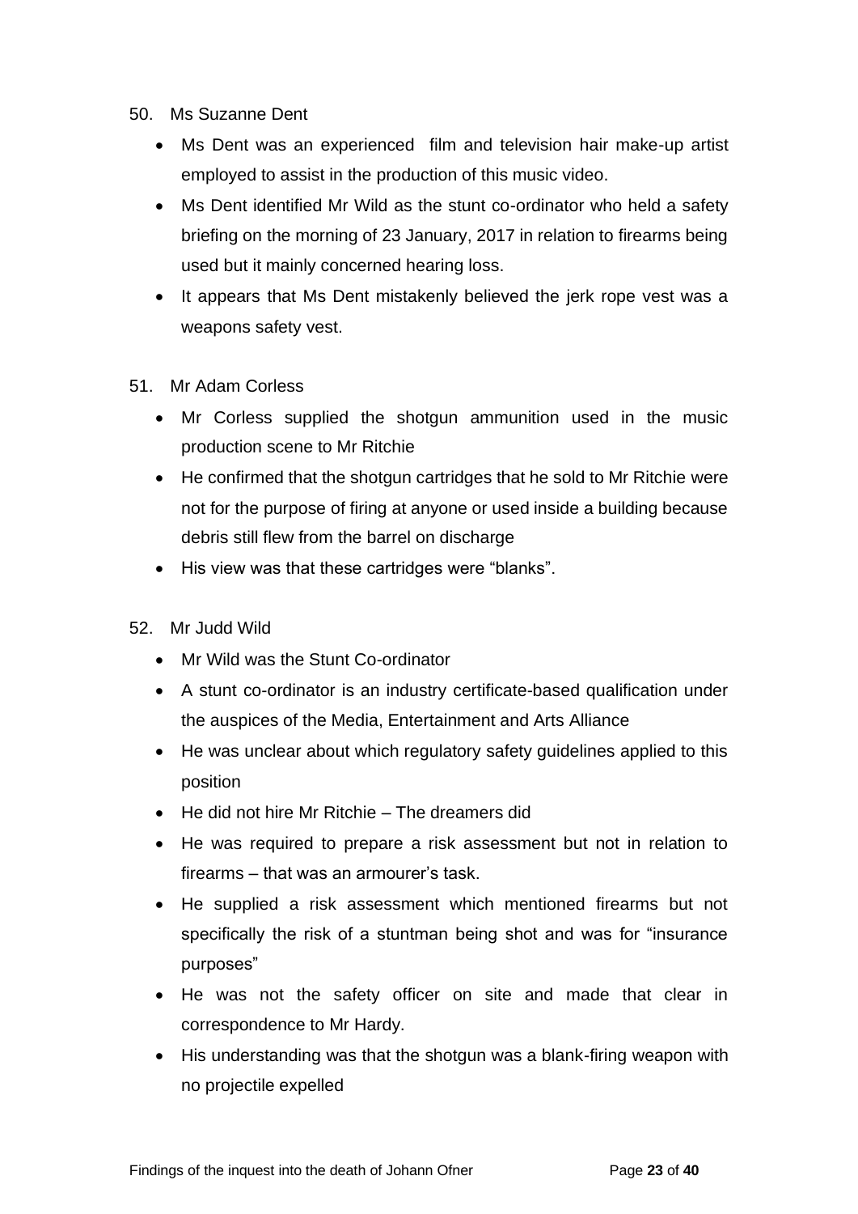50. Ms Suzanne Dent

    - Ms Dent was an experienced film and television hair make-up artist employed to assist in the production of this music video.
    - Ms Dent identified Mr Wild as the stunt co-ordinator who held a safety briefing on the morning of 23 January, 2017 in relation to firearms being used but it mainly concerned hearing loss.
    - It appears that Ms Dent mistakenly believed the jerk rope vest was a weapons safety vest.

51. Mr Adam Corless

    - Mr Corless supplied the shotgun ammunition used in the music production scene to Mr Ritchie
    - He confirmed that the shotgun cartridges that he sold to Mr Ritchie were not for the purpose of firing at anyone or used inside a building because debris still flew from the barrel on discharge
    - His view was that these cartridges were "blanks".

52. Mr Judd Wild

    - Mr Wild was the Stunt Co-ordinator
    - A stunt co-ordinator is an industry certificate-based qualification under the auspices of the Media, Entertainment and Arts Alliance
    - He was unclear about which regulatory safety guidelines applied to this position
    - He did not hire Mr Ritchie – The dreamers did
    - He was required to prepare a risk assessment but not in relation to firearms – that was an armourer's task.
    - He supplied a risk assessment which mentioned firearms but not specifically the risk of a stuntman being shot and was for "insurance purposes"
    - He was not the safety officer on site and made that clear in correspondence to Mr Hardy.
    - His understanding was that the shotgun was a blank-firing weapon with no projectile expelled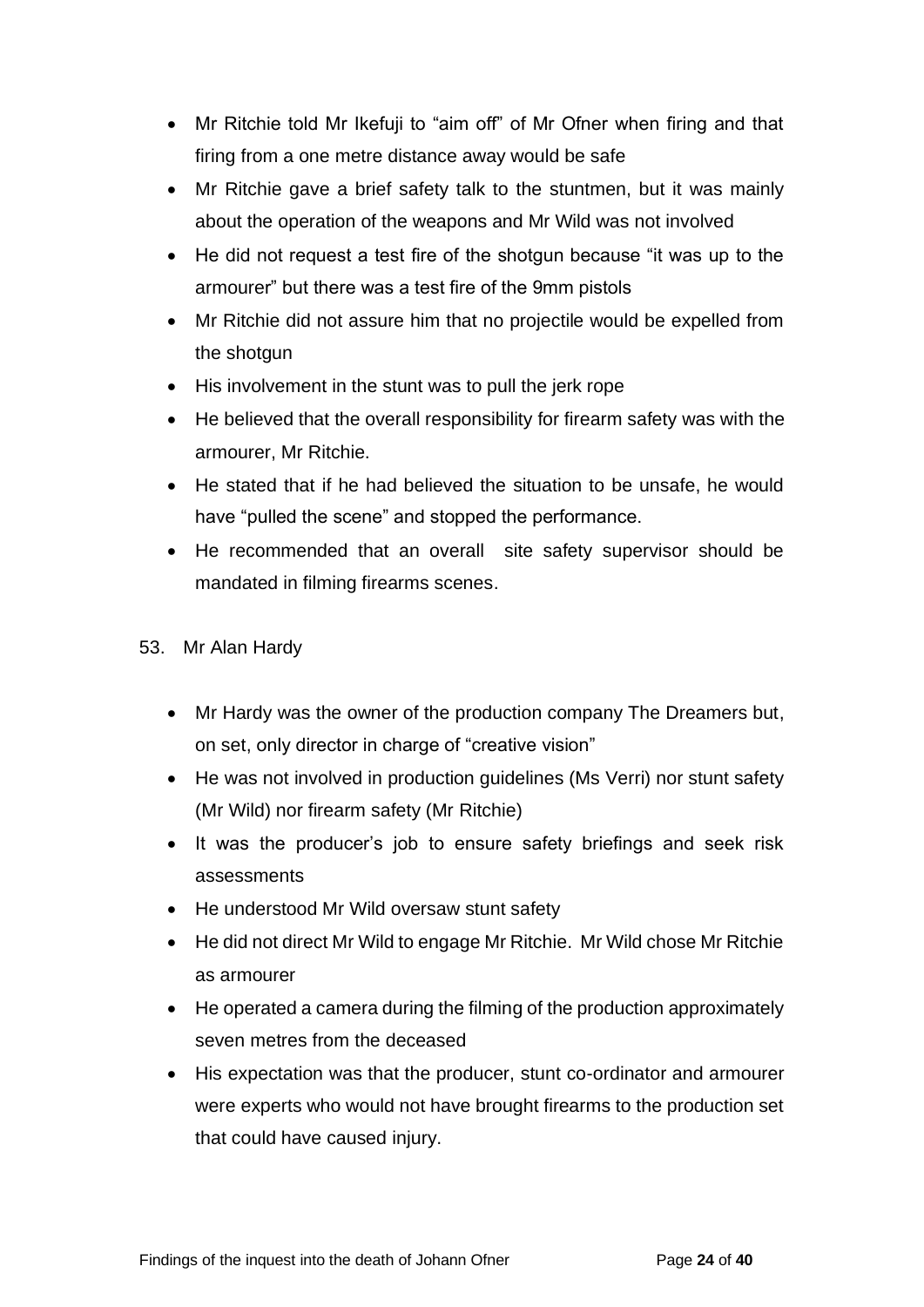- Mr Ritchie told Mr Ikefuji to "aim off" of Mr Ofner when firing and that firing from a one metre distance away would be safe
- Mr Ritchie gave a brief safety talk to the stuntmen, but it was mainly about the operation of the weapons and Mr Wild was not involved
- He did not request a test fire of the shotgun because "it was up to the armourer" but there was a test fire of the 9mm pistols
- Mr Ritchie did not assure him that no projectile would be expelled from the shotgun
- His involvement in the stunt was to pull the jerk rope
- He believed that the overall responsibility for firearm safety was with the armourer, Mr Ritchie.
- He stated that if he had believed the situation to be unsafe, he would have "pulled the scene" and stopped the performance.
- He recommended that an overall site safety supervisor should be mandated in filming firearms scenes.

53. Mr Alan Hardy

- Mr Hardy was the owner of the production company The Dreamers but, on set, only director in charge of "creative vision"
- He was not involved in production guidelines (Ms Verri) nor stunt safety (Mr Wild) nor firearm safety (Mr Ritchie)
- It was the producer's job to ensure safety briefings and seek risk assessments
- He understood Mr Wild oversaw stunt safety
- He did not direct Mr Wild to engage Mr Ritchie. Mr Wild chose Mr Ritchie as armourer
- He operated a camera during the filming of the production approximately seven metres from the deceased
- His expectation was that the producer, stunt co-ordinator and armourer were experts who would not have brought firearms to the production set that could have caused injury.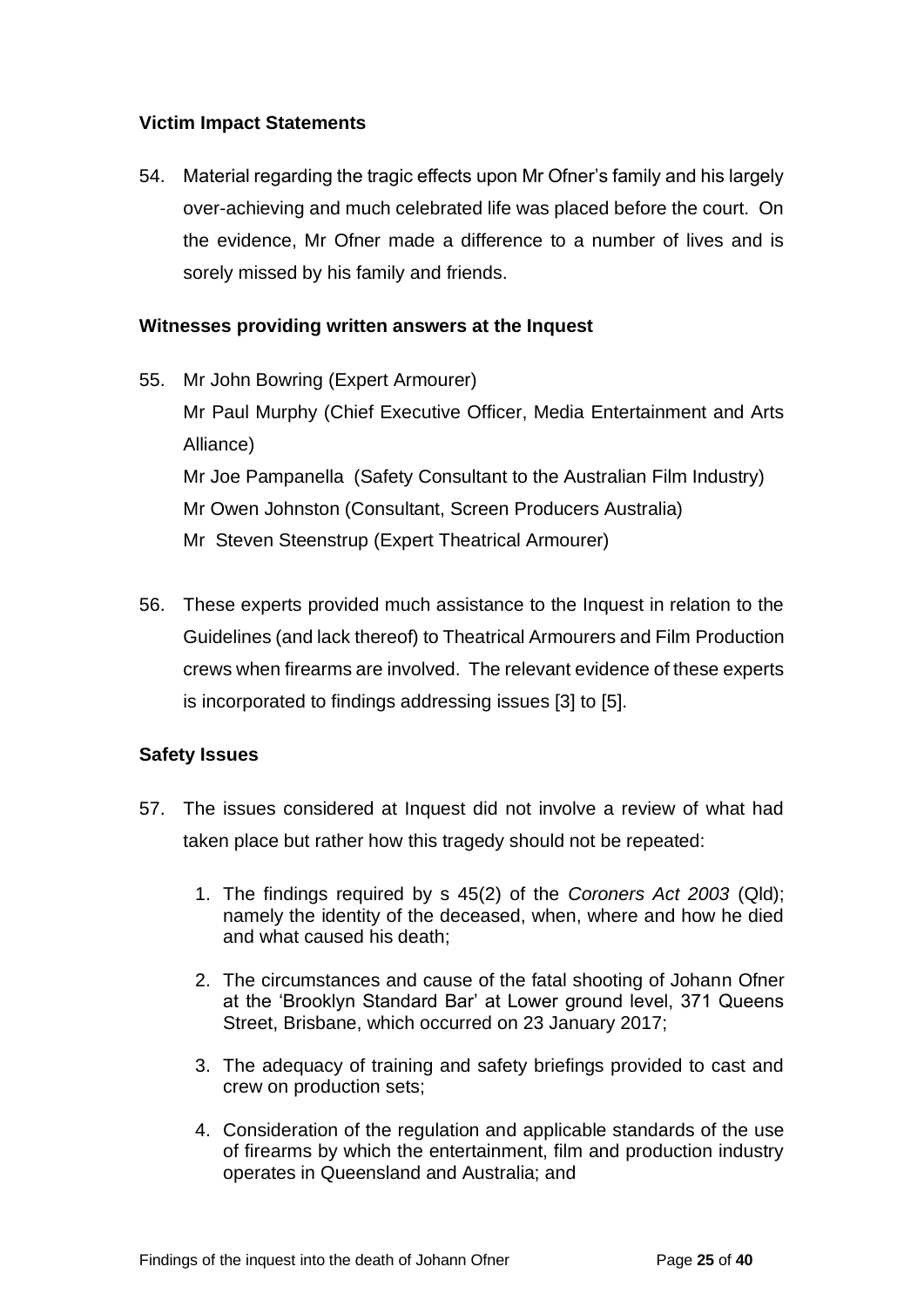### Victim Impact Statements

54. Material regarding the tragic effects upon Mr Ofner's family and his largely over-achieving and much celebrated life was placed before the court. On the evidence, Mr Ofner made a difference to a number of lives and is sorely missed by his family and friends.

### Witnesses providing written answers at the Inquest

55. Mr John Bowring (Expert Armourer)
    Mr Paul Murphy (Chief Executive Officer, Media Entertainment and Arts Alliance)
    Mr Joe Pampanella (Safety Consultant to the Australian Film Industry)
    Mr Owen Johnston (Consultant, Screen Producers Australia)
    Mr Steven Steenstrup (Expert Theatrical Armourer)

56. These experts provided much assistance to the Inquest in relation to the Guidelines (and lack thereof) to Theatrical Armourers and Film Production crews when firearms are involved. The relevant evidence of these experts is incorporated to findings addressing issues [3] to [5].

### Safety Issues

57. The issues considered at Inquest did not involve a review of what had taken place but rather how this tragedy should not be repeated:

    1. The findings required by s 45(2) of the *Coroners Act 2003* (Qld); namely the identity of the deceased, when, where and how he died and what caused his death;

    2. The circumstances and cause of the fatal shooting of Johann Ofner at the 'Brooklyn Standard Bar' at Lower ground level, 371 Queens Street, Brisbane, which occurred on 23 January 2017;

    3. The adequacy of training and safety briefings provided to cast and crew on production sets;

    4. Consideration of the regulation and applicable standards of the use of firearms by which the entertainment, film and production industry operates in Queensland and Australia; and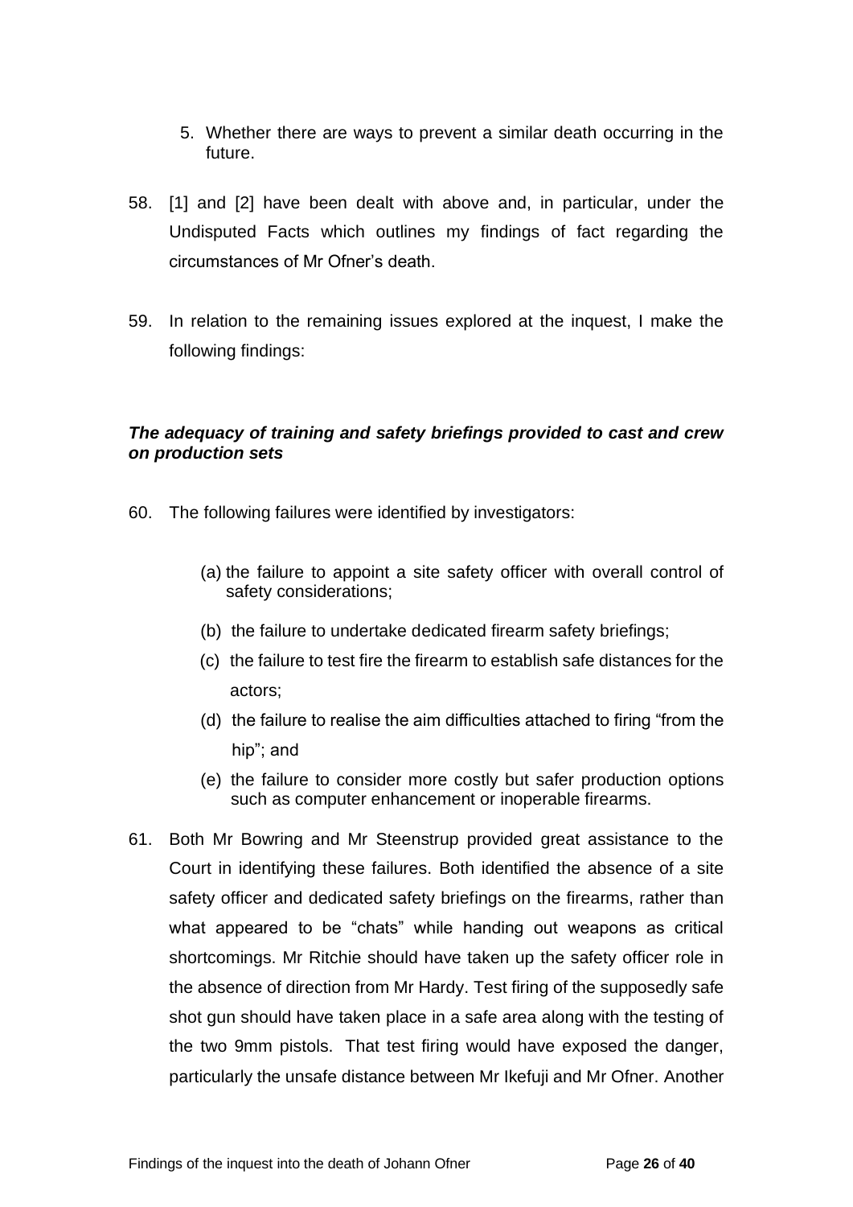5. Whether there are ways to prevent a similar death occurring in the future.

58. [1] and [2] have been dealt with above and, in particular, under the Undisputed Facts which outlines my findings of fact regarding the circumstances of Mr Ofner's death.

59. In relation to the remaining issues explored at the inquest, I make the following findings:

***The adequacy of training and safety briefings provided to cast and crew on production sets***

60. The following failures were identified by investigators:

    (a) the failure to appoint a site safety officer with overall control of safety considerations;

    (b) the failure to undertake dedicated firearm safety briefings;

    (c) the failure to test fire the firearm to establish safe distances for the actors;

    (d) the failure to realise the aim difficulties attached to firing "from the hip"; and

    (e) the failure to consider more costly but safer production options such as computer enhancement or inoperable firearms.

61. Both Mr Bowring and Mr Steenstrup provided great assistance to the Court in identifying these failures. Both identified the absence of a site safety officer and dedicated safety briefings on the firearms, rather than what appeared to be "chats" while handing out weapons as critical shortcomings. Mr Ritchie should have taken up the safety officer role in the absence of direction from Mr Hardy. Test firing of the supposedly safe shot gun should have taken place in a safe area along with the testing of the two 9mm pistols. That test firing would have exposed the danger, particularly the unsafe distance between Mr Ikefuji and Mr Ofner. Another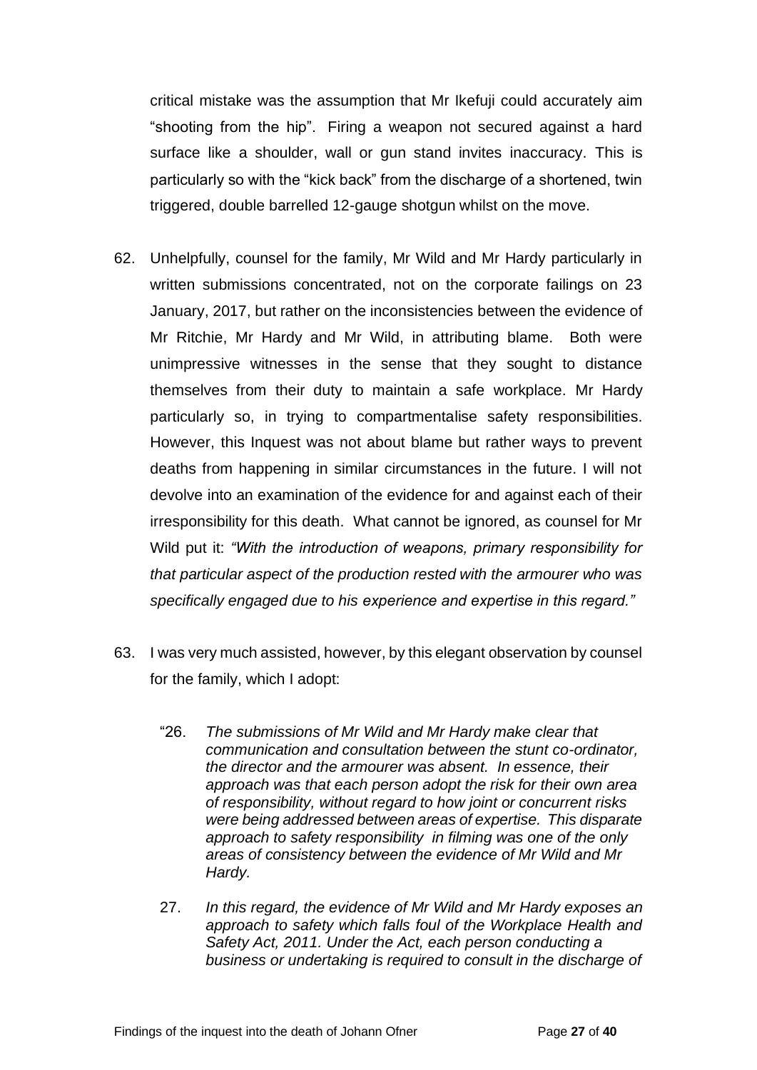critical mistake was the assumption that Mr Ikefuji could accurately aim "shooting from the hip". Firing a weapon not secured against a hard surface like a shoulder, wall or gun stand invites inaccuracy. This is particularly so with the "kick back" from the discharge of a shortened, twin triggered, double barrelled 12-gauge shotgun whilst on the move.

62. Unhelpfully, counsel for the family, Mr Wild and Mr Hardy particularly in written submissions concentrated, not on the corporate failings on 23 January, 2017, but rather on the inconsistencies between the evidence of Mr Ritchie, Mr Hardy and Mr Wild, in attributing blame. Both were unimpressive witnesses in the sense that they sought to distance themselves from their duty to maintain a safe workplace. Mr Hardy particularly so, in trying to compartmentalise safety responsibilities. However, this Inquest was not about blame but rather ways to prevent deaths from happening in similar circumstances in the future. I will not devolve into an examination of the evidence for and against each of their irresponsibility for this death. What cannot be ignored, as counsel for Mr Wild put it: *"With the introduction of weapons, primary responsibility for that particular aspect of the production rested with the armourer who was specifically engaged due to his experience and expertise in this regard."*

63. I was very much assisted, however, by this elegant observation by counsel for the family, which I adopt:

> "26. *The submissions of Mr Wild and Mr Hardy make clear that communication and consultation between the stunt co-ordinator, the director and the armourer was absent. In essence, their approach was that each person adopt the risk for their own area of responsibility, without regard to how joint or concurrent risks were being addressed between areas of expertise. This disparate approach to safety responsibility in filming was one of the only areas of consistency between the evidence of Mr Wild and Mr Hardy.*
>
> 27. *In this regard, the evidence of Mr Wild and Mr Hardy exposes an approach to safety which falls foul of the Workplace Health and Safety Act, 2011. Under the Act, each person conducting a business or undertaking is required to consult in the discharge of*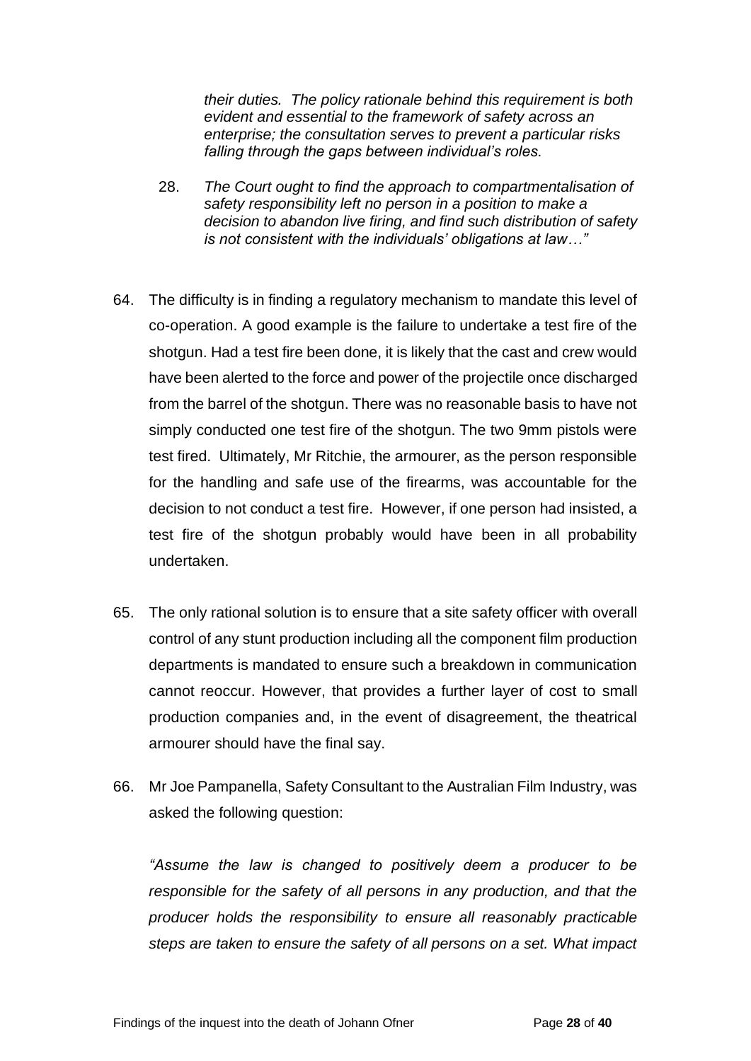*their duties. The policy rationale behind this requirement is both evident and essential to the framework of safety across an enterprise; the consultation serves to prevent a particular risks falling through the gaps between individual's roles.*

28. *The Court ought to find the approach to compartmentalisation of safety responsibility left no person in a position to make a decision to abandon live firing, and find such distribution of safety is not consistent with the individuals' obligations at law…"*

64. The difficulty is in finding a regulatory mechanism to mandate this level of co-operation. A good example is the failure to undertake a test fire of the shotgun. Had a test fire been done, it is likely that the cast and crew would have been alerted to the force and power of the projectile once discharged from the barrel of the shotgun. There was no reasonable basis to have not simply conducted one test fire of the shotgun. The two 9mm pistols were test fired. Ultimately, Mr Ritchie, the armourer, as the person responsible for the handling and safe use of the firearms, was accountable for the decision to not conduct a test fire. However, if one person had insisted, a test fire of the shotgun probably would have been in all probability undertaken.

65. The only rational solution is to ensure that a site safety officer with overall control of any stunt production including all the component film production departments is mandated to ensure such a breakdown in communication cannot reoccur. However, that provides a further layer of cost to small production companies and, in the event of disagreement, the theatrical armourer should have the final say.

66. Mr Joe Pampanella, Safety Consultant to the Australian Film Industry, was asked the following question:

*"Assume the law is changed to positively deem a producer to be responsible for the safety of all persons in any production, and that the producer holds the responsibility to ensure all reasonably practicable steps are taken to ensure the safety of all persons on a set. What impact*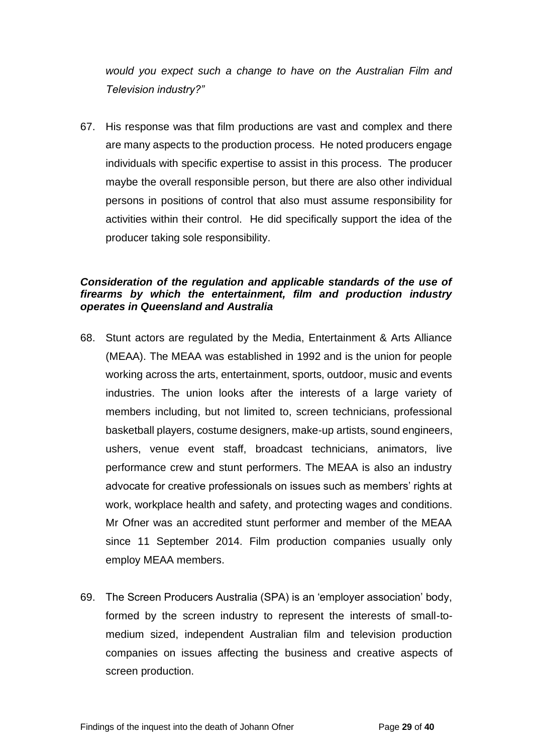*would you expect such a change to have on the Australian Film and Television industry?"*

67. His response was that film productions are vast and complex and there are many aspects to the production process. He noted producers engage individuals with specific expertise to assist in this process. The producer maybe the overall responsible person, but there are also other individual persons in positions of control that also must assume responsibility for activities within their control. He did specifically support the idea of the producer taking sole responsibility.

***Consideration of the regulation and applicable standards of the use of firearms by which the entertainment, film and production industry operates in Queensland and Australia***

68. Stunt actors are regulated by the Media, Entertainment & Arts Alliance (MEAA). The MEAA was established in 1992 and is the union for people working across the arts, entertainment, sports, outdoor, music and events industries. The union looks after the interests of a large variety of members including, but not limited to, screen technicians, professional basketball players, costume designers, make-up artists, sound engineers, ushers, venue event staff, broadcast technicians, animators, live performance crew and stunt performers. The MEAA is also an industry advocate for creative professionals on issues such as members' rights at work, workplace health and safety, and protecting wages and conditions. Mr Ofner was an accredited stunt performer and member of the MEAA since 11 September 2014. Film production companies usually only employ MEAA members.

69. The Screen Producers Australia (SPA) is an 'employer association' body, formed by the screen industry to represent the interests of small-to-medium sized, independent Australian film and television production companies on issues affecting the business and creative aspects of screen production.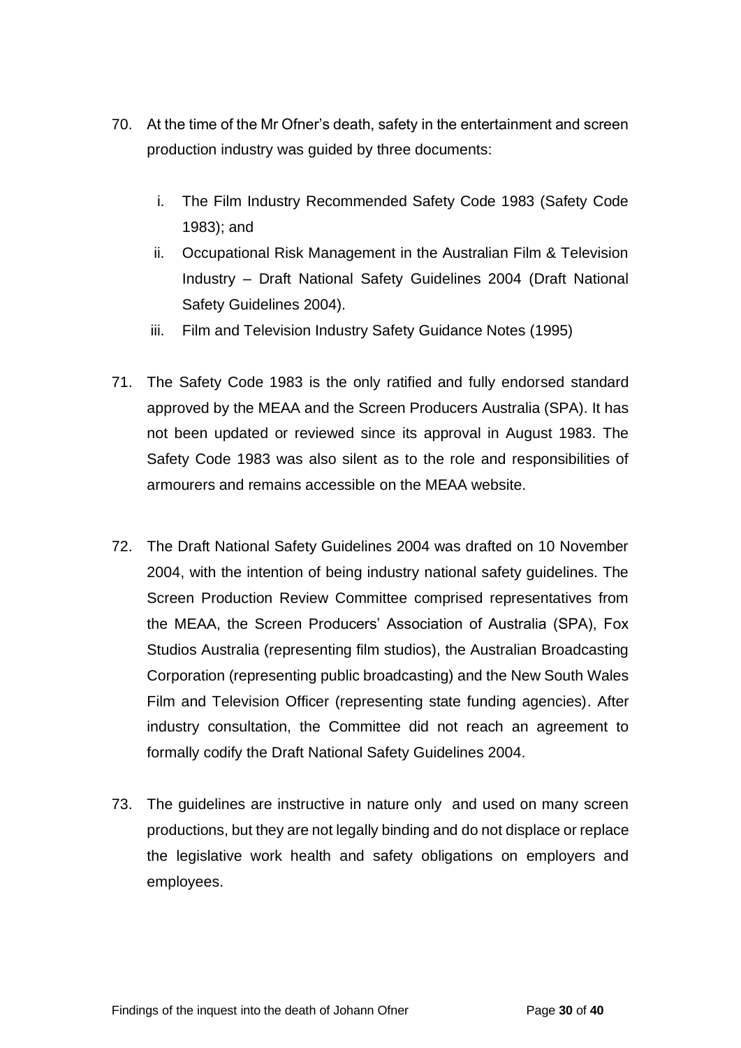70. At the time of the Mr Ofner's death, safety in the entertainment and screen production industry was guided by three documents:

    i. The Film Industry Recommended Safety Code 1983 (Safety Code 1983); and
    ii. Occupational Risk Management in the Australian Film & Television Industry – Draft National Safety Guidelines 2004 (Draft National Safety Guidelines 2004).
    iii. Film and Television Industry Safety Guidance Notes (1995)

71. The Safety Code 1983 is the only ratified and fully endorsed standard approved by the MEAA and the Screen Producers Australia (SPA). It has not been updated or reviewed since its approval in August 1983. The Safety Code 1983 was also silent as to the role and responsibilities of armourers and remains accessible on the MEAA website.

72. The Draft National Safety Guidelines 2004 was drafted on 10 November 2004, with the intention of being industry national safety guidelines. The Screen Production Review Committee comprised representatives from the MEAA, the Screen Producers' Association of Australia (SPA), Fox Studios Australia (representing film studios), the Australian Broadcasting Corporation (representing public broadcasting) and the New South Wales Film and Television Officer (representing state funding agencies). After industry consultation, the Committee did not reach an agreement to formally codify the Draft National Safety Guidelines 2004.

73. The guidelines are instructive in nature only and used on many screen productions, but they are not legally binding and do not displace or replace the legislative work health and safety obligations on employers and employees.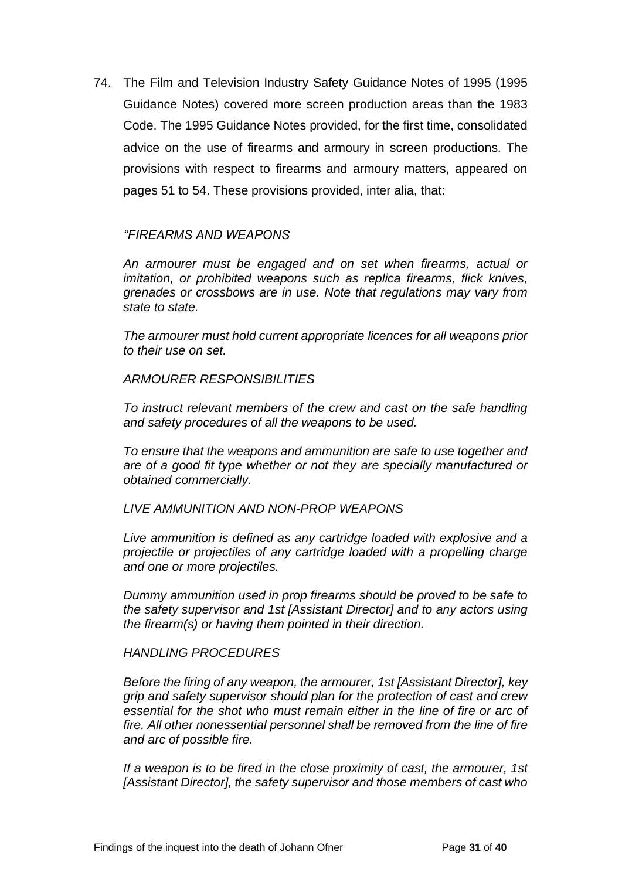74. The Film and Television Industry Safety Guidance Notes of 1995 (1995 Guidance Notes) covered more screen production areas than the 1983 Code. The 1995 Guidance Notes provided, for the first time, consolidated advice on the use of firearms and armoury in screen productions. The provisions with respect to firearms and armoury matters, appeared on pages 51 to 54. These provisions provided, inter alia, that:

> *"FIREARMS AND WEAPONS*
>
> *An armourer must be engaged and on set when firearms, actual or imitation, or prohibited weapons such as replica firearms, flick knives, grenades or crossbows are in use. Note that regulations may vary from state to state.*
>
> *The armourer must hold current appropriate licences for all weapons prior to their use on set.*
>
> *ARMOURER RESPONSIBILITIES*
>
> *To instruct relevant members of the crew and cast on the safe handling and safety procedures of all the weapons to be used.*
>
> *To ensure that the weapons and ammunition are safe to use together and are of a good fit type whether or not they are specially manufactured or obtained commercially.*
>
> *LIVE AMMUNITION AND NON-PROP WEAPONS*
>
> *Live ammunition is defined as any cartridge loaded with explosive and a projectile or projectiles of any cartridge loaded with a propelling charge and one or more projectiles.*
>
> *Dummy ammunition used in prop firearms should be proved to be safe to the safety supervisor and 1st [Assistant Director] and to any actors using the firearm(s) or having them pointed in their direction.*
>
> *HANDLING PROCEDURES*
>
> *Before the firing of any weapon, the armourer, 1st [Assistant Director], key grip and safety supervisor should plan for the protection of cast and crew essential for the shot who must remain either in the line of fire or arc of fire. All other nonessential personnel shall be removed from the line of fire and arc of possible fire.*
>
> *If a weapon is to be fired in the close proximity of cast, the armourer, 1st [Assistant Director], the safety supervisor and those members of cast who*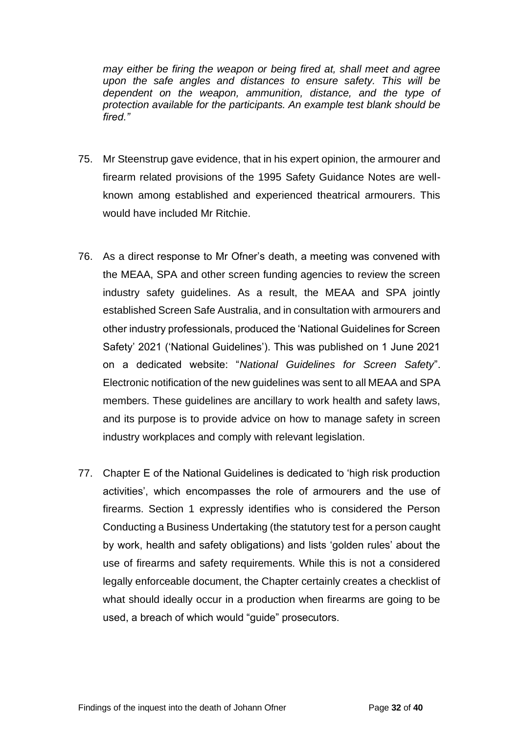*may either be firing the weapon or being fired at, shall meet and agree upon the safe angles and distances to ensure safety. This will be dependent on the weapon, ammunition, distance, and the type of protection available for the participants. An example test blank should be fired."*

75. Mr Steenstrup gave evidence, that in his expert opinion, the armourer and firearm related provisions of the 1995 Safety Guidance Notes are well-known among established and experienced theatrical armourers. This would have included Mr Ritchie.

76. As a direct response to Mr Ofner's death, a meeting was convened with the MEAA, SPA and other screen funding agencies to review the screen industry safety guidelines. As a result, the MEAA and SPA jointly established Screen Safe Australia, and in consultation with armourers and other industry professionals, produced the 'National Guidelines for Screen Safety' 2021 ('National Guidelines'). This was published on 1 June 2021 on a dedicated website: "*National Guidelines for Screen Safety*". Electronic notification of the new guidelines was sent to all MEAA and SPA members. These guidelines are ancillary to work health and safety laws, and its purpose is to provide advice on how to manage safety in screen industry workplaces and comply with relevant legislation.

77. Chapter E of the National Guidelines is dedicated to 'high risk production activities', which encompasses the role of armourers and the use of firearms. Section 1 expressly identifies who is considered the Person Conducting a Business Undertaking (the statutory test for a person caught by work, health and safety obligations) and lists 'golden rules' about the use of firearms and safety requirements. While this is not a considered legally enforceable document, the Chapter certainly creates a checklist of what should ideally occur in a production when firearms are going to be used, a breach of which would "guide" prosecutors.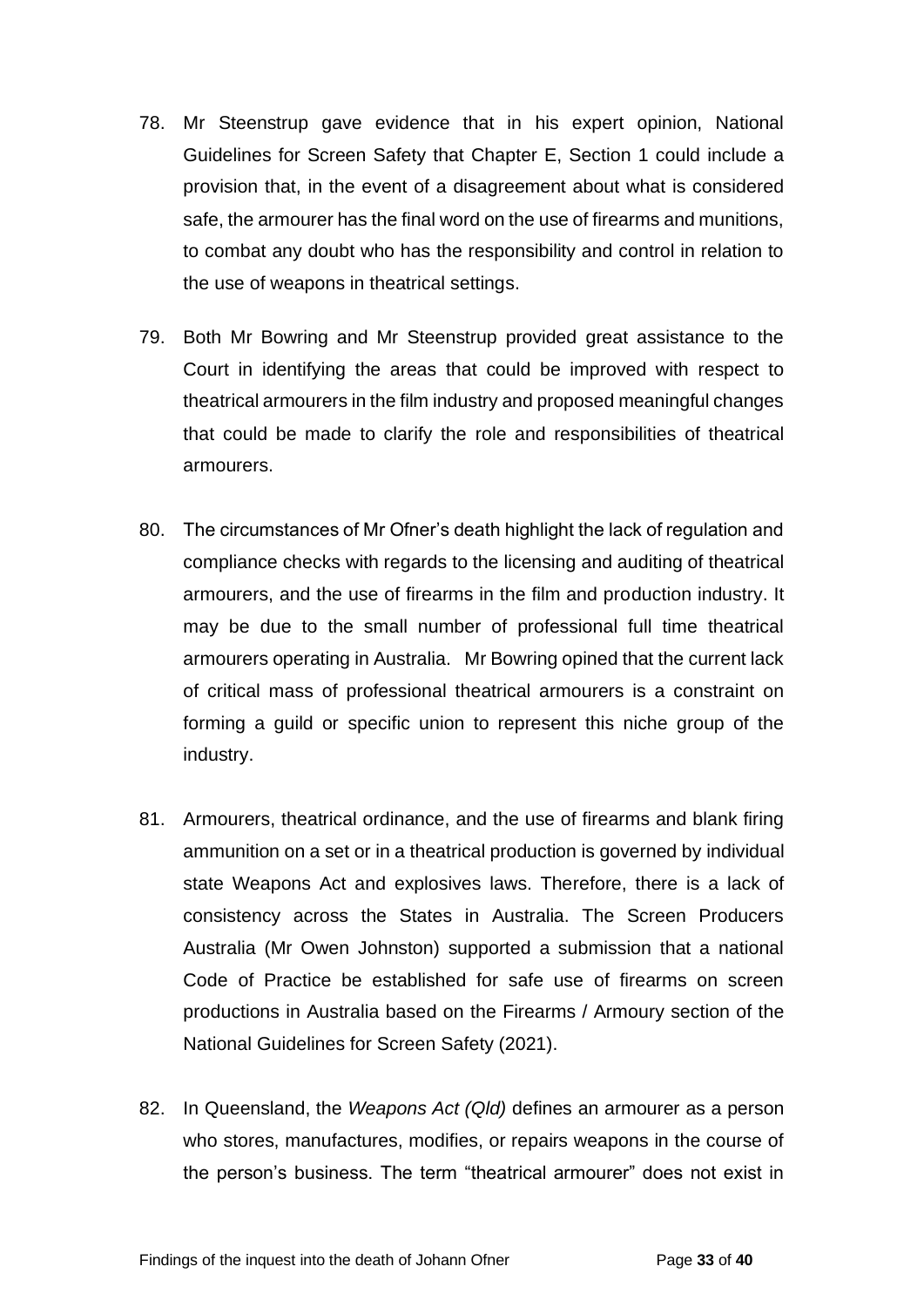78. Mr Steenstrup gave evidence that in his expert opinion, National Guidelines for Screen Safety that Chapter E, Section 1 could include a provision that, in the event of a disagreement about what is considered safe, the armourer has the final word on the use of firearms and munitions, to combat any doubt who has the responsibility and control in relation to the use of weapons in theatrical settings.

79. Both Mr Bowring and Mr Steenstrup provided great assistance to the Court in identifying the areas that could be improved with respect to theatrical armourers in the film industry and proposed meaningful changes that could be made to clarify the role and responsibilities of theatrical armourers.

80. The circumstances of Mr Ofner's death highlight the lack of regulation and compliance checks with regards to the licensing and auditing of theatrical armourers, and the use of firearms in the film and production industry. It may be due to the small number of professional full time theatrical armourers operating in Australia. Mr Bowring opined that the current lack of critical mass of professional theatrical armourers is a constraint on forming a guild or specific union to represent this niche group of the industry.

81. Armourers, theatrical ordinance, and the use of firearms and blank firing ammunition on a set or in a theatrical production is governed by individual state Weapons Act and explosives laws. Therefore, there is a lack of consistency across the States in Australia. The Screen Producers Australia (Mr Owen Johnston) supported a submission that a national Code of Practice be established for safe use of firearms on screen productions in Australia based on the Firearms / Armoury section of the National Guidelines for Screen Safety (2021).

82. In Queensland, the *Weapons Act (Qld)* defines an armourer as a person who stores, manufactures, modifies, or repairs weapons in the course of the person's business. The term "theatrical armourer" does not exist in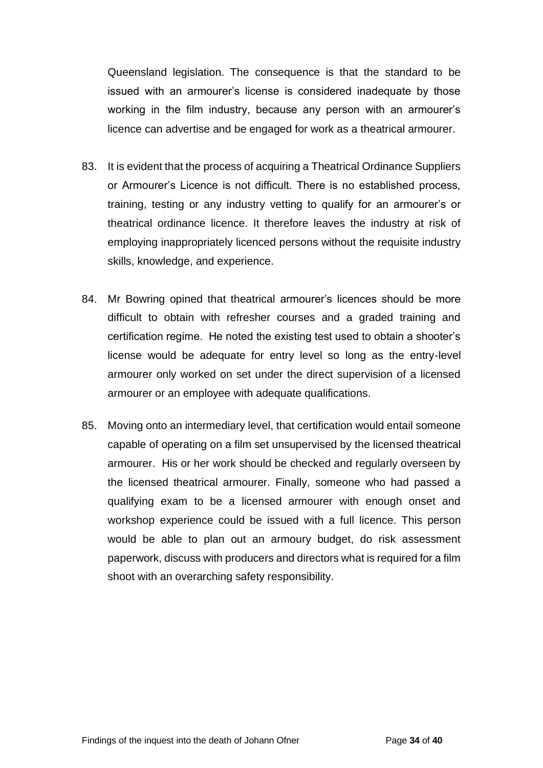Queensland legislation. The consequence is that the standard to be issued with an armourer's license is considered inadequate by those working in the film industry, because any person with an armourer's licence can advertise and be engaged for work as a theatrical armourer.

83. It is evident that the process of acquiring a Theatrical Ordinance Suppliers or Armourer's Licence is not difficult. There is no established process, training, testing or any industry vetting to qualify for an armourer's or theatrical ordinance licence. It therefore leaves the industry at risk of employing inappropriately licenced persons without the requisite industry skills, knowledge, and experience.

84. Mr Bowring opined that theatrical armourer's licences should be more difficult to obtain with refresher courses and a graded training and certification regime. He noted the existing test used to obtain a shooter's license would be adequate for entry level so long as the entry-level armourer only worked on set under the direct supervision of a licensed armourer or an employee with adequate qualifications.

85. Moving onto an intermediary level, that certification would entail someone capable of operating on a film set unsupervised by the licensed theatrical armourer. His or her work should be checked and regularly overseen by the licensed theatrical armourer. Finally, someone who had passed a qualifying exam to be a licensed armourer with enough onset and workshop experience could be issued with a full licence. This person would be able to plan out an armoury budget, do risk assessment paperwork, discuss with producers and directors what is required for a film shoot with an overarching safety responsibility.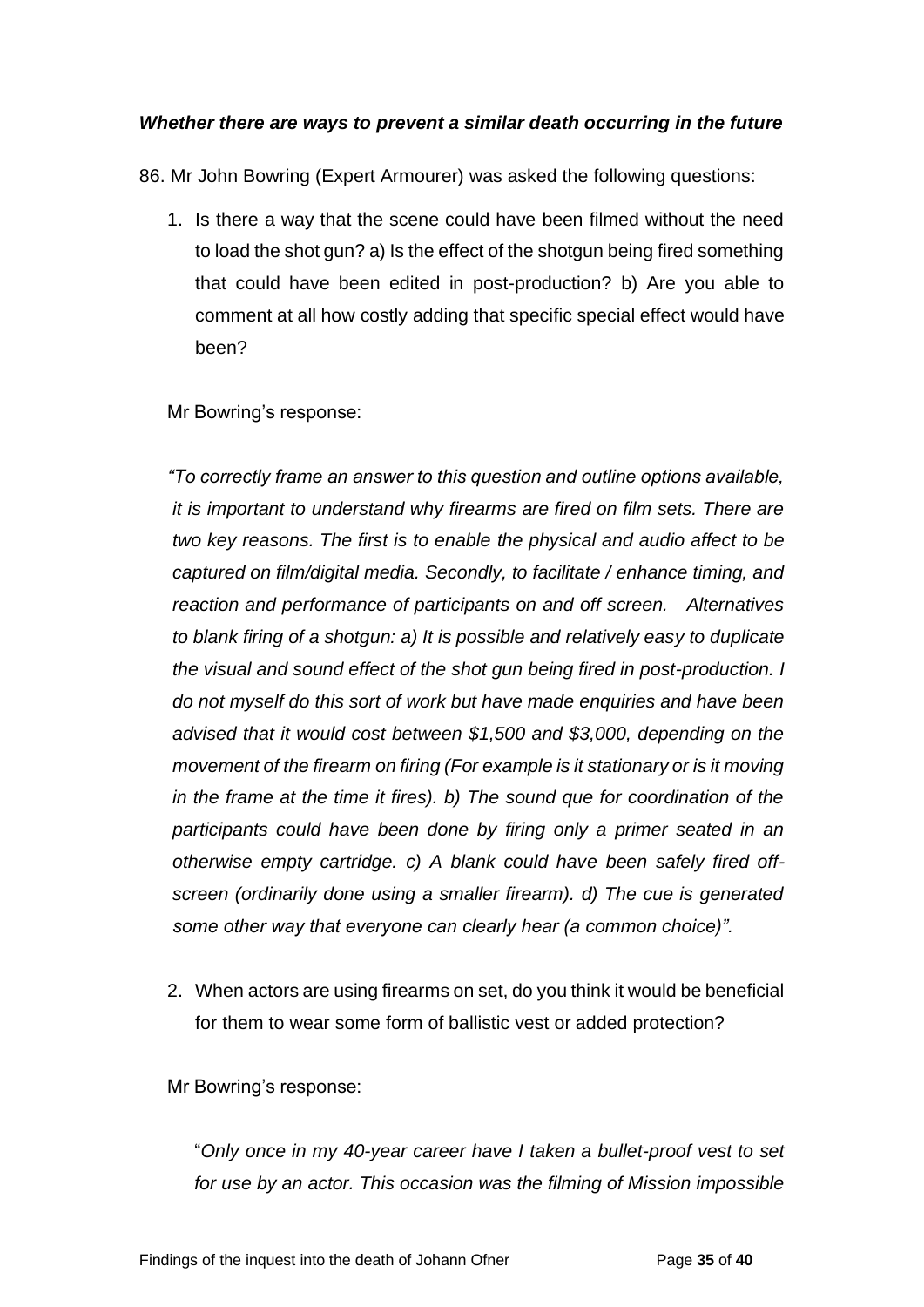### *Whether there are ways to prevent a similar death occurring in the future*

86. Mr John Bowring (Expert Armourer) was asked the following questions:

1. Is there a way that the scene could have been filmed without the need to load the shot gun? a) Is the effect of the shotgun being fired something that could have been edited in post-production? b) Are you able to comment at all how costly adding that specific special effect would have been?

   Mr Bowring's response:

   *"To correctly frame an answer to this question and outline options available, it is important to understand why firearms are fired on film sets. There are two key reasons. The first is to enable the physical and audio affect to be captured on film/digital media. Secondly, to facilitate / enhance timing, and reaction and performance of participants on and off screen. Alternatives to blank firing of a shotgun: a) It is possible and relatively easy to duplicate the visual and sound effect of the shot gun being fired in post-production. I do not myself do this sort of work but have made enquiries and have been advised that it would cost between $1,500 and $3,000, depending on the movement of the firearm on firing (For example is it stationary or is it moving in the frame at the time it fires). b) The sound que for coordination of the participants could have been done by firing only a primer seated in an otherwise empty cartridge. c) A blank could have been safely fired off-screen (ordinarily done using a smaller firearm). d) The cue is generated some other way that everyone can clearly hear (a common choice)".*

2. When actors are using firearms on set, do you think it would be beneficial for them to wear some form of ballistic vest or added protection?

   Mr Bowring's response:

   "*Only once in my 40-year career have I taken a bullet-proof vest to set for use by an actor. This occasion was the filming of Mission impossible*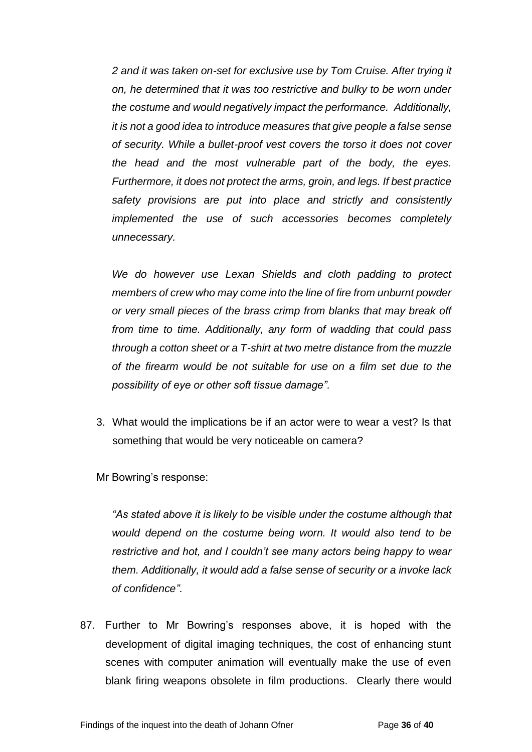*2 and it was taken on-set for exclusive use by Tom Cruise. After trying it on, he determined that it was too restrictive and bulky to be worn under the costume and would negatively impact the performance. Additionally, it is not a good idea to introduce measures that give people a false sense of security. While a bullet-proof vest covers the torso it does not cover the head and the most vulnerable part of the body, the eyes. Furthermore, it does not protect the arms, groin, and legs. If best practice safety provisions are put into place and strictly and consistently implemented the use of such accessories becomes completely unnecessary.*

*We do however use Lexan Shields and cloth padding to protect members of crew who may come into the line of fire from unburnt powder or very small pieces of the brass crimp from blanks that may break off from time to time. Additionally, any form of wadding that could pass through a cotton sheet or a T-shirt at two metre distance from the muzzle of the firearm would be not suitable for use on a film set due to the possibility of eye or other soft tissue damage".*

3. What would the implications be if an actor were to wear a vest? Is that something that would be very noticeable on camera?

Mr Bowring's response:

*"As stated above it is likely to be visible under the costume although that would depend on the costume being worn. It would also tend to be restrictive and hot, and I couldn't see many actors being happy to wear them. Additionally, it would add a false sense of security or a invoke lack of confidence".*

87. Further to Mr Bowring's responses above, it is hoped with the development of digital imaging techniques, the cost of enhancing stunt scenes with computer animation will eventually make the use of even blank firing weapons obsolete in film productions. Clearly there would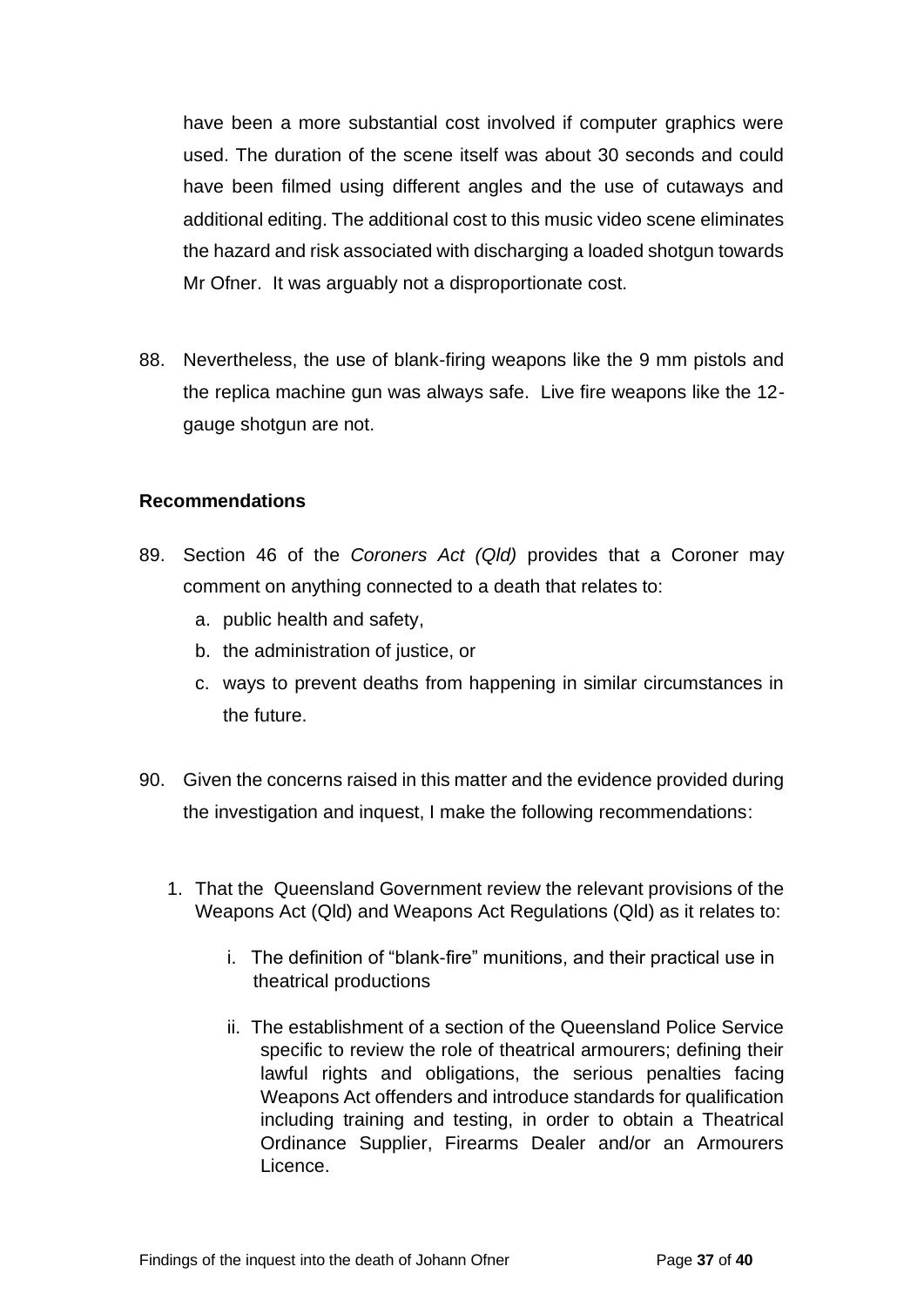have been a more substantial cost involved if computer graphics were used. The duration of the scene itself was about 30 seconds and could have been filmed using different angles and the use of cutaways and additional editing. The additional cost to this music video scene eliminates the hazard and risk associated with discharging a loaded shotgun towards Mr Ofner. It was arguably not a disproportionate cost.

88. Nevertheless, the use of blank-firing weapons like the 9 mm pistols and the replica machine gun was always safe. Live fire weapons like the 12-gauge shotgun are not.

**Recommendations**

89. Section 46 of the *Coroners Act (Qld)* provides that a Coroner may comment on anything connected to a death that relates to:
    a. public health and safety,
    b. the administration of justice, or
    c. ways to prevent deaths from happening in similar circumstances in the future.

90. Given the concerns raised in this matter and the evidence provided during the investigation and inquest, I make the following recommendations:

    1. That the Queensland Government review the relevant provisions of the Weapons Act (Qld) and Weapons Act Regulations (Qld) as it relates to:

        i. The definition of "blank-fire" munitions, and their practical use in theatrical productions

        ii. The establishment of a section of the Queensland Police Service specific to review the role of theatrical armourers; defining their lawful rights and obligations, the serious penalties facing Weapons Act offenders and introduce standards for qualification including training and testing, in order to obtain a Theatrical Ordinance Supplier, Firearms Dealer and/or an Armourers Licence.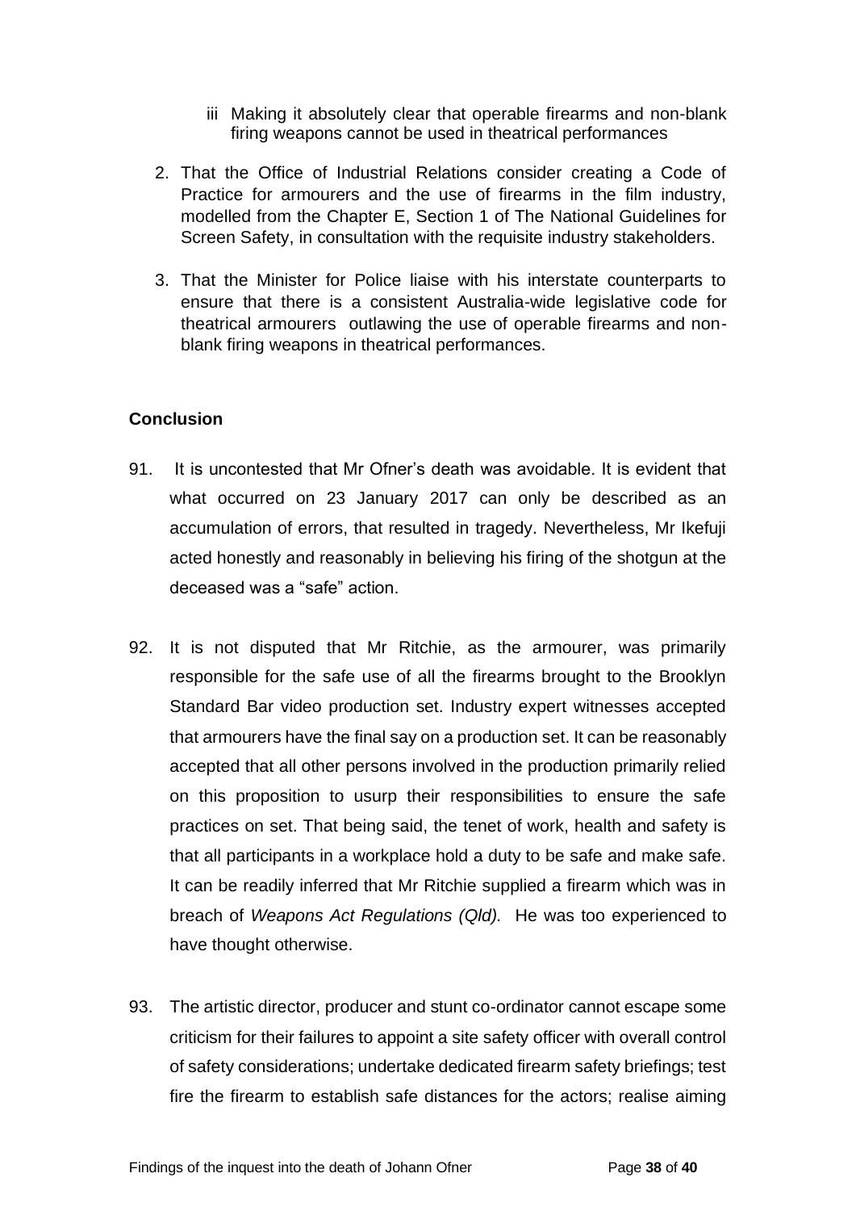iii Making it absolutely clear that operable firearms and non-blank firing weapons cannot be used in theatrical performances

2. That the Office of Industrial Relations consider creating a Code of Practice for armourers and the use of firearms in the film industry, modelled from the Chapter E, Section 1 of The National Guidelines for Screen Safety, in consultation with the requisite industry stakeholders.

3. That the Minister for Police liaise with his interstate counterparts to ensure that there is a consistent Australia-wide legislative code for theatrical armourers outlawing the use of operable firearms and non-blank firing weapons in theatrical performances.

**Conclusion**

91. It is uncontested that Mr Ofner's death was avoidable. It is evident that what occurred on 23 January 2017 can only be described as an accumulation of errors, that resulted in tragedy. Nevertheless, Mr Ikefuji acted honestly and reasonably in believing his firing of the shotgun at the deceased was a "safe" action.

92. It is not disputed that Mr Ritchie, as the armourer, was primarily responsible for the safe use of all the firearms brought to the Brooklyn Standard Bar video production set. Industry expert witnesses accepted that armourers have the final say on a production set. It can be reasonably accepted that all other persons involved in the production primarily relied on this proposition to usurp their responsibilities to ensure the safe practices on set. That being said, the tenet of work, health and safety is that all participants in a workplace hold a duty to be safe and make safe. It can be readily inferred that Mr Ritchie supplied a firearm which was in breach of *Weapons Act Regulations (Qld).* He was too experienced to have thought otherwise.

93. The artistic director, producer and stunt co-ordinator cannot escape some criticism for their failures to appoint a site safety officer with overall control of safety considerations; undertake dedicated firearm safety briefings; test fire the firearm to establish safe distances for the actors; realise aiming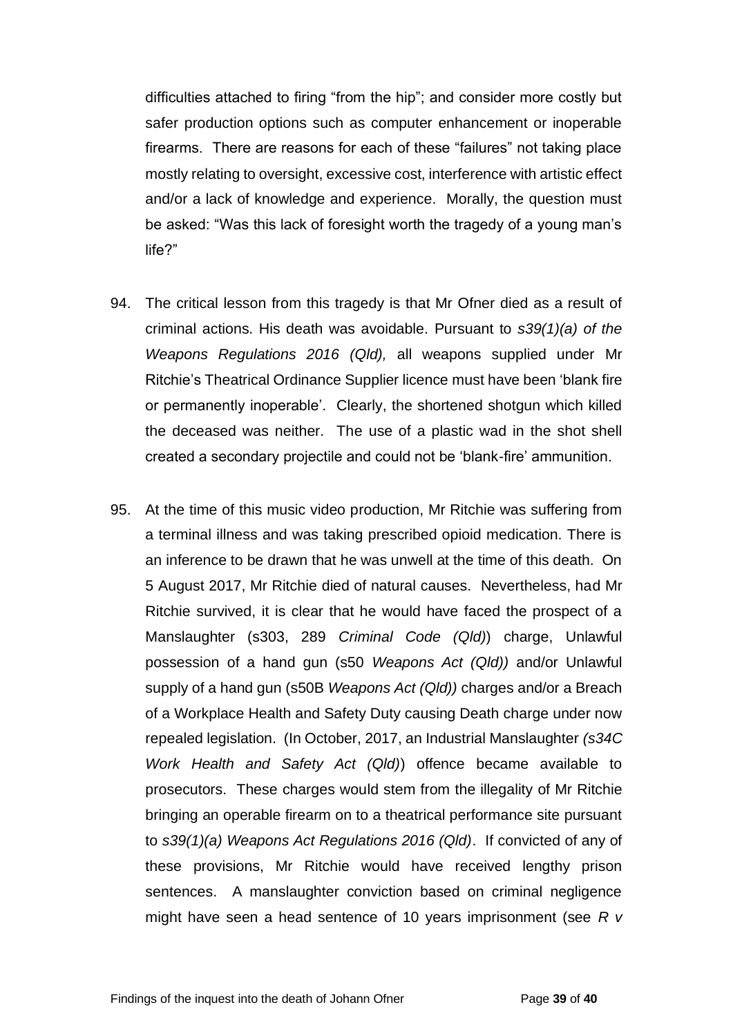difficulties attached to firing "from the hip"; and consider more costly but safer production options such as computer enhancement or inoperable firearms. There are reasons for each of these "failures" not taking place mostly relating to oversight, excessive cost, interference with artistic effect and/or a lack of knowledge and experience. Morally, the question must be asked: "Was this lack of foresight worth the tragedy of a young man's life?"

94. The critical lesson from this tragedy is that Mr Ofner died as a result of criminal actions. His death was avoidable. Pursuant to *s39(1)(a) of the Weapons Regulations 2016 (Qld),* all weapons supplied under Mr Ritchie's Theatrical Ordinance Supplier licence must have been 'blank fire or permanently inoperable'. Clearly, the shortened shotgun which killed the deceased was neither. The use of a plastic wad in the shot shell created a secondary projectile and could not be 'blank-fire' ammunition.

95. At the time of this music video production, Mr Ritchie was suffering from a terminal illness and was taking prescribed opioid medication. There is an inference to be drawn that he was unwell at the time of this death. On 5 August 2017, Mr Ritchie died of natural causes. Nevertheless, had Mr Ritchie survived, it is clear that he would have faced the prospect of a Manslaughter (s303, 289 *Criminal Code (Qld)*) charge, Unlawful possession of a hand gun (s50 *Weapons Act (Qld))* and/or Unlawful supply of a hand gun (s50B *Weapons Act (Qld))* charges and/or a Breach of a Workplace Health and Safety Duty causing Death charge under now repealed legislation. (In October, 2017, an Industrial Manslaughter *(s34C Work Health and Safety Act (Qld)*) offence became available to prosecutors. These charges would stem from the illegality of Mr Ritchie bringing an operable firearm on to a theatrical performance site pursuant to *s39(1)(a) Weapons Act Regulations 2016 (Qld)*. If convicted of any of these provisions, Mr Ritchie would have received lengthy prison sentences. A manslaughter conviction based on criminal negligence might have seen a head sentence of 10 years imprisonment (see *R v*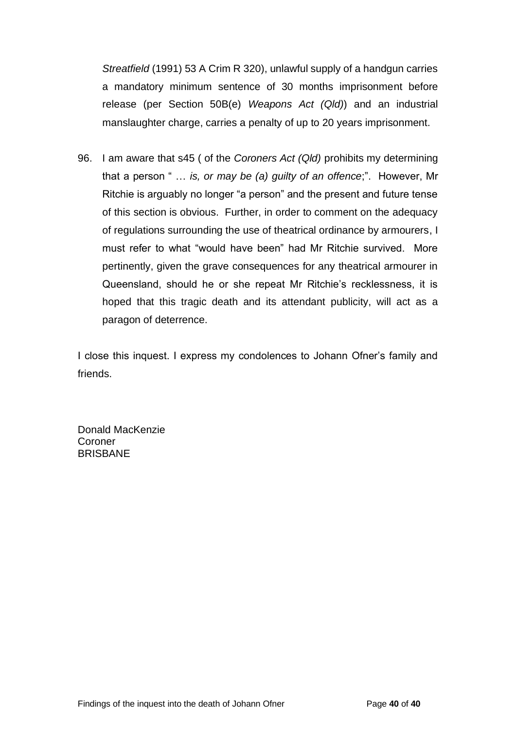*Streatfield* (1991) 53 A Crim R 320), unlawful supply of a handgun carries a mandatory minimum sentence of 30 months imprisonment before release (per Section 50B(e) *Weapons Act (Qld)*) and an industrial manslaughter charge, carries a penalty of up to 20 years imprisonment.

96. I am aware that s45 ( of the *Coroners Act (Qld)* prohibits my determining that a person " … *is, or may be (a) guilty of an offence*;". However, Mr Ritchie is arguably no longer "a person" and the present and future tense of this section is obvious. Further, in order to comment on the adequacy of regulations surrounding the use of theatrical ordinance by armourers, I must refer to what "would have been" had Mr Ritchie survived. More pertinently, given the grave consequences for any theatrical armourer in Queensland, should he or she repeat Mr Ritchie's recklessness, it is hoped that this tragic death and its attendant publicity, will act as a paragon of deterrence.

I close this inquest. I express my condolences to Johann Ofner's family and friends.

Donald MacKenzie
Coroner
BRISBANE